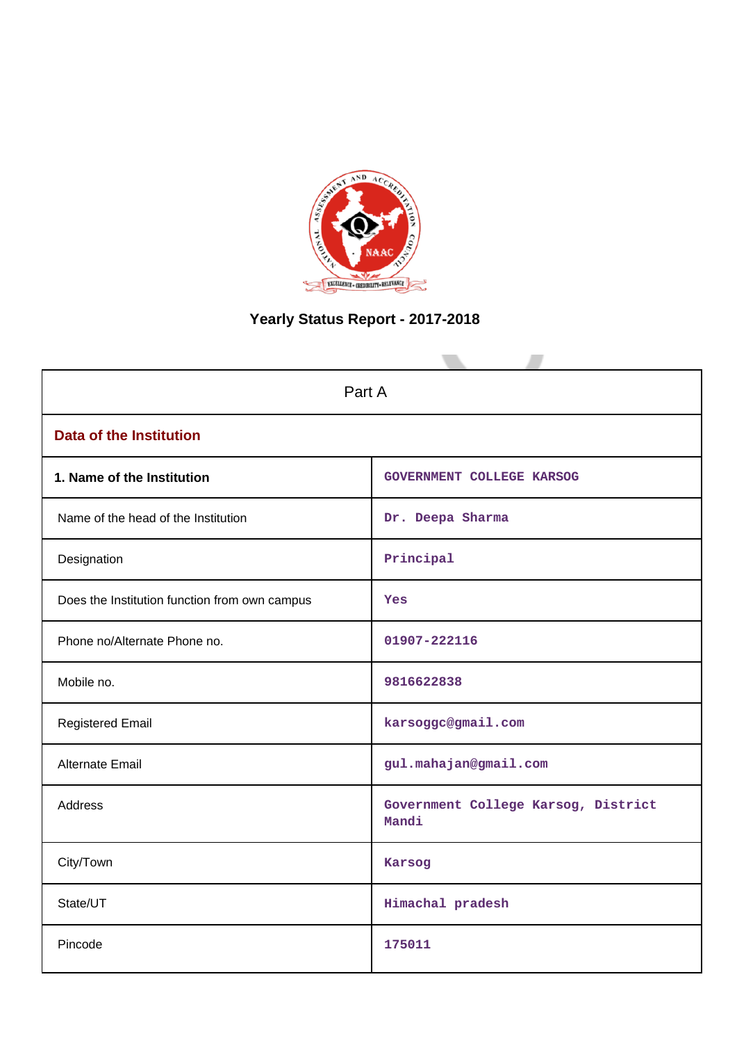# Yearly Status Report - 2017-2018

| Part A | |
|---|---|
| **Data of the Institution** | |
| **1. Name of the Institution** | GOVERNMENT COLLEGE KARSOG |
| Name of the head of the Institution | Dr. Deepa Sharma |
| Designation | Principal |
| Does the Institution function from own campus | Yes |
| Phone no/Alternate Phone no. | 01907-222116 |
| Mobile no. | 9816622838 |
| Registered Email | karsoggc@gmail.com |
| Alternate Email | gul.mahajan@gmail.com |
| Address | Government College Karsog, District Mandi |
| City/Town | Karsog |
| State/UT | Himachal pradesh |
| Pincode | 175011 |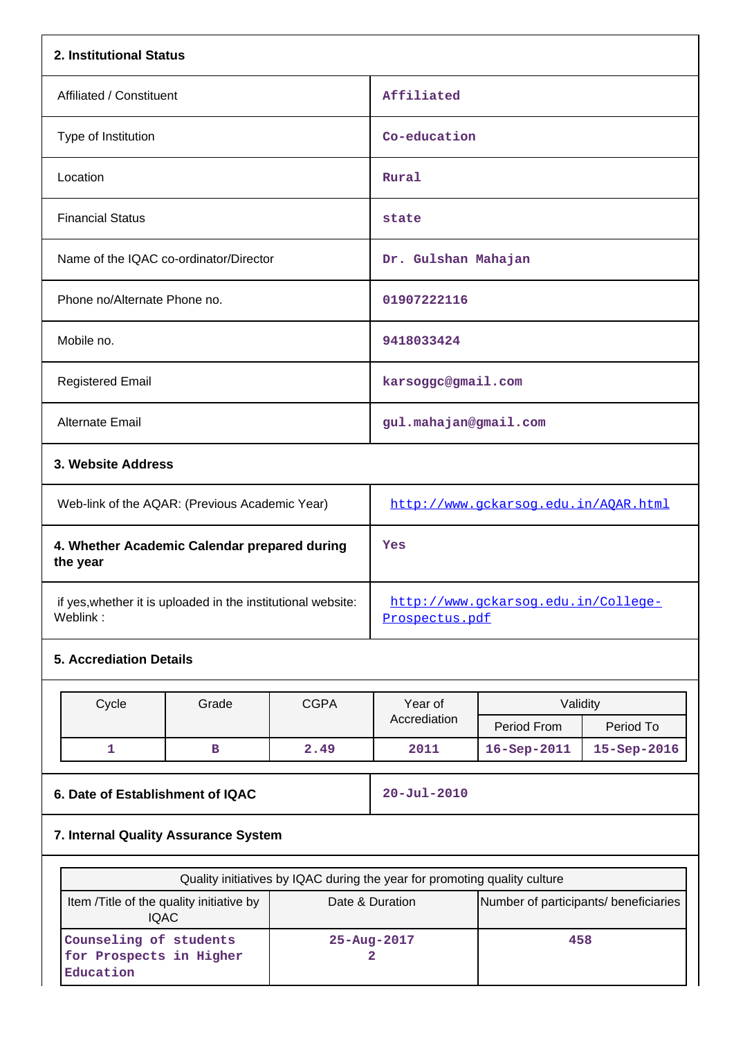## 2. Institutional Status

| | |
|---|---|
| Affiliated / Constituent | Affiliated |
| Type of Institution | Co-education |
| Location | Rural |
| Financial Status | state |
| Name of the IQAC co-ordinator/Director | Dr. Gulshan Mahajan |
| Phone no/Alternate Phone no. | 01907222116 |
| Mobile no. | 9418033424 |
| Registered Email | karsoggc@gmail.com |
| Alternate Email | gul.mahajan@gmail.com |

## 3. Website Address

| | |
|---|---|
| Web-link of the AQAR: (Previous Academic Year) | http://www.gckarsog.edu.in/AQAR.html |
| **4. Whether Academic Calendar prepared during the year** | Yes |
| if yes,whether it is uploaded in the institutional website: Weblink : | http://www.gckarsog.edu.in/College-Prospectus.pdf |

## 5. Accrediation Details

| Cycle | Grade | CGPA | Year of Accrediation | Validity | |
|---|---|---|---|---|---|
| | | | | Period From | Period To |
| 1 | B | 2.49 | 2011 | 16-Sep-2011 | 15-Sep-2016 |

| | |
|---|---|
| **6. Date of Establishment of IQAC** | 20-Jul-2010 |

## 7. Internal Quality Assurance System

| Quality initiatives by IQAC during the year for promoting quality culture | | |
|---|---|---|
| Item /Title of the quality initiative by IQAC | Date & Duration | Number of participants/ beneficiaries |
| Counseling of students for Prospects in Higher Education | 25-Aug-2017<br>2 | 458 |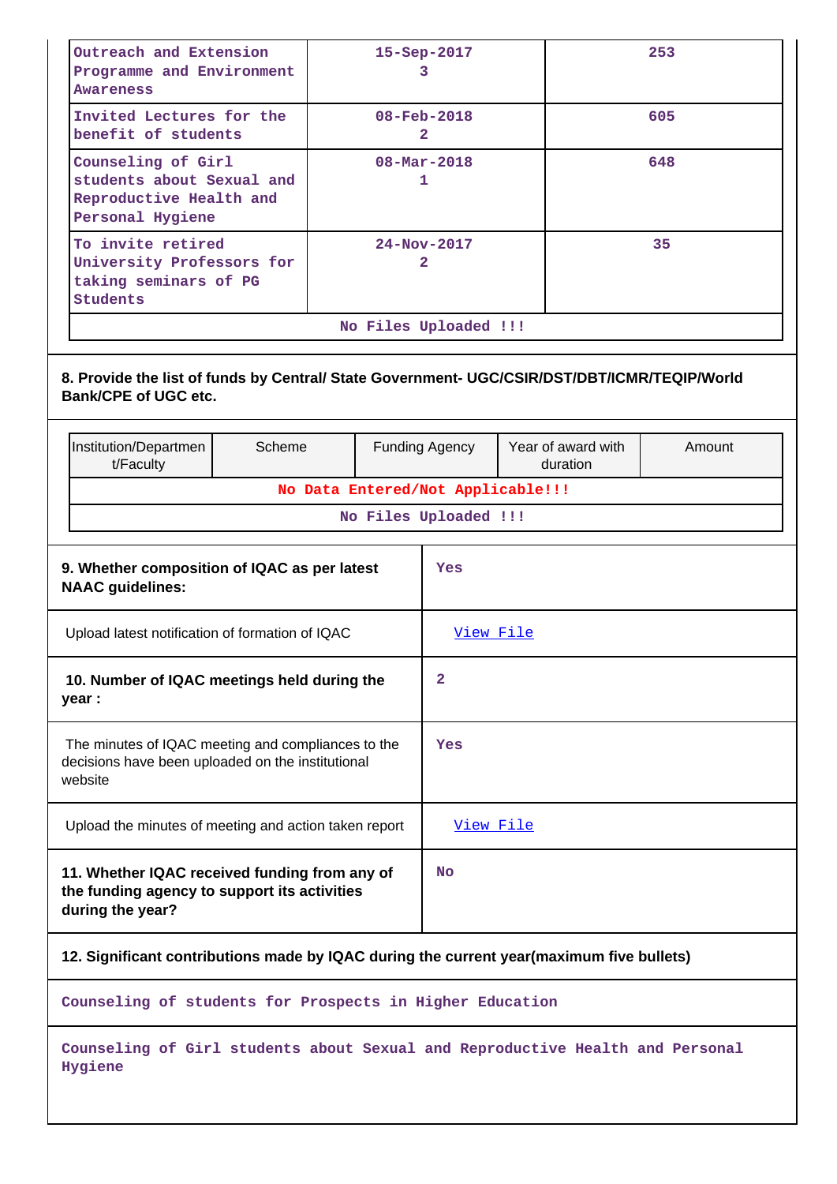| | | |
|---|---|---|
| Outreach and Extension Programme and Environment Awareness | 15-Sep-2017<br>3 | 253 |
| Invited Lectures for the benefit of students | 08-Feb-2018<br>2 | 605 |
| Counseling of Girl students about Sexual and Reproductive Health and Personal Hygiene | 08-Mar-2018<br>1 | 648 |
| To invite retired University Professors for taking seminars of PG Students | 24-Nov-2017<br>2 | 35 |
| No Files Uploaded !!! | | |

**8. Provide the list of funds by Central/ State Government- UGC/CSIR/DST/DBT/ICMR/TEQIP/World Bank/CPE of UGC etc.**

| Institution/Department/Faculty | Scheme | Funding Agency | Year of award with duration | Amount |
|---|---|---|---|---|
| No Data Entered/Not Applicable!!! | | | | |
| No Files Uploaded !!! | | | | |

| | |
|---|---|
| **9. Whether composition of IQAC as per latest NAAC guidelines:** | Yes |
| Upload latest notification of formation of IQAC | View File |
| **10. Number of IQAC meetings held during the year :** | 2 |
| The minutes of IQAC meeting and compliances to the decisions have been uploaded on the institutional website | Yes |
| Upload the minutes of meeting and action taken report | View File |
| **11. Whether IQAC received funding from any of the funding agency to support its activities during the year?** | No |

**12. Significant contributions made by IQAC during the current year(maximum five bullets)**

Counseling of students for Prospects in Higher Education

Counseling of Girl students about Sexual and Reproductive Health and Personal Hygiene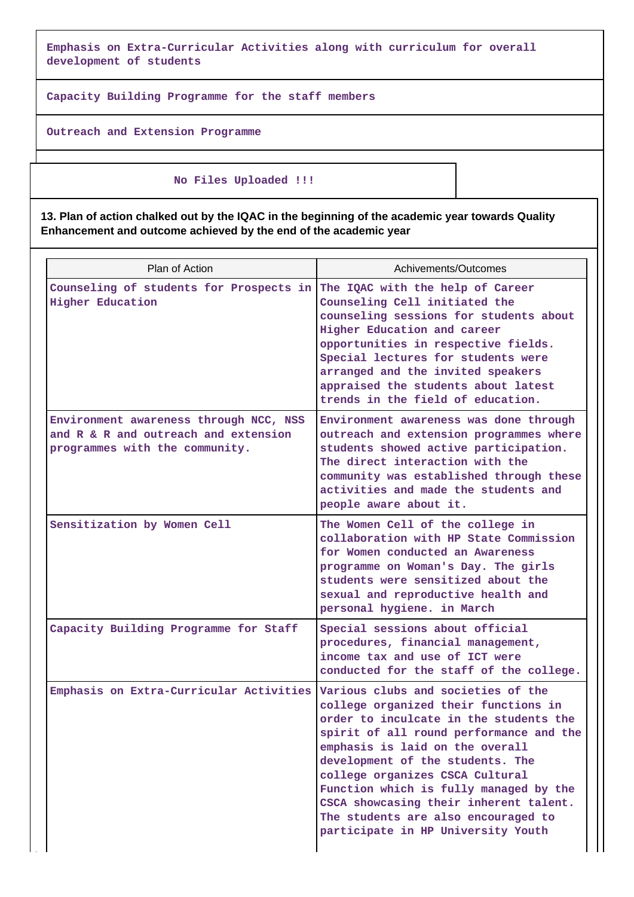| |
|---|
| Emphasis on Extra-Curricular Activities along with curriculum for overall development of students |
| Capacity Building Programme for the staff members |
| Outreach and Extension Programme |

No Files Uploaded !!!

**13. Plan of action chalked out by the IQAC in the beginning of the academic year towards Quality Enhancement and outcome achieved by the end of the academic year**

| Plan of Action | Achivements/Outcomes |
|---|---|
| Counseling of students for Prospects in Higher Education | The IQAC with the help of Career Counseling Cell initiated the counseling sessions for students about Higher Education and career opportunities in respective fields. Special lectures for students were arranged and the invited speakers appraised the students about latest trends in the field of education. |
| Environment awareness through NCC, NSS and R & R and outreach and extension programmes with the community. | Environment awareness was done through outreach and extension programmes where students showed active participation. The direct interaction with the community was established through these activities and made the students and people aware about it. |
| Sensitization by Women Cell | The Women Cell of the college in collaboration with HP State Commission for Women conducted an Awareness programme on Woman's Day. The girls students were sensitized about the sexual and reproductive health and personal hygiene. in March |
| Capacity Building Programme for Staff | Special sessions about official procedures, financial management, income tax and use of ICT were conducted for the staff of the college. |
| Emphasis on Extra-Curricular Activities | Various clubs and societies of the college organized their functions in order to inculcate in the students the spirit of all round performance and the emphasis is laid on the overall development of the students. The college organizes CSCA Cultural Function which is fully managed by the CSCA showcasing their inherent talent. The students are also encouraged to participate in HP University Youth |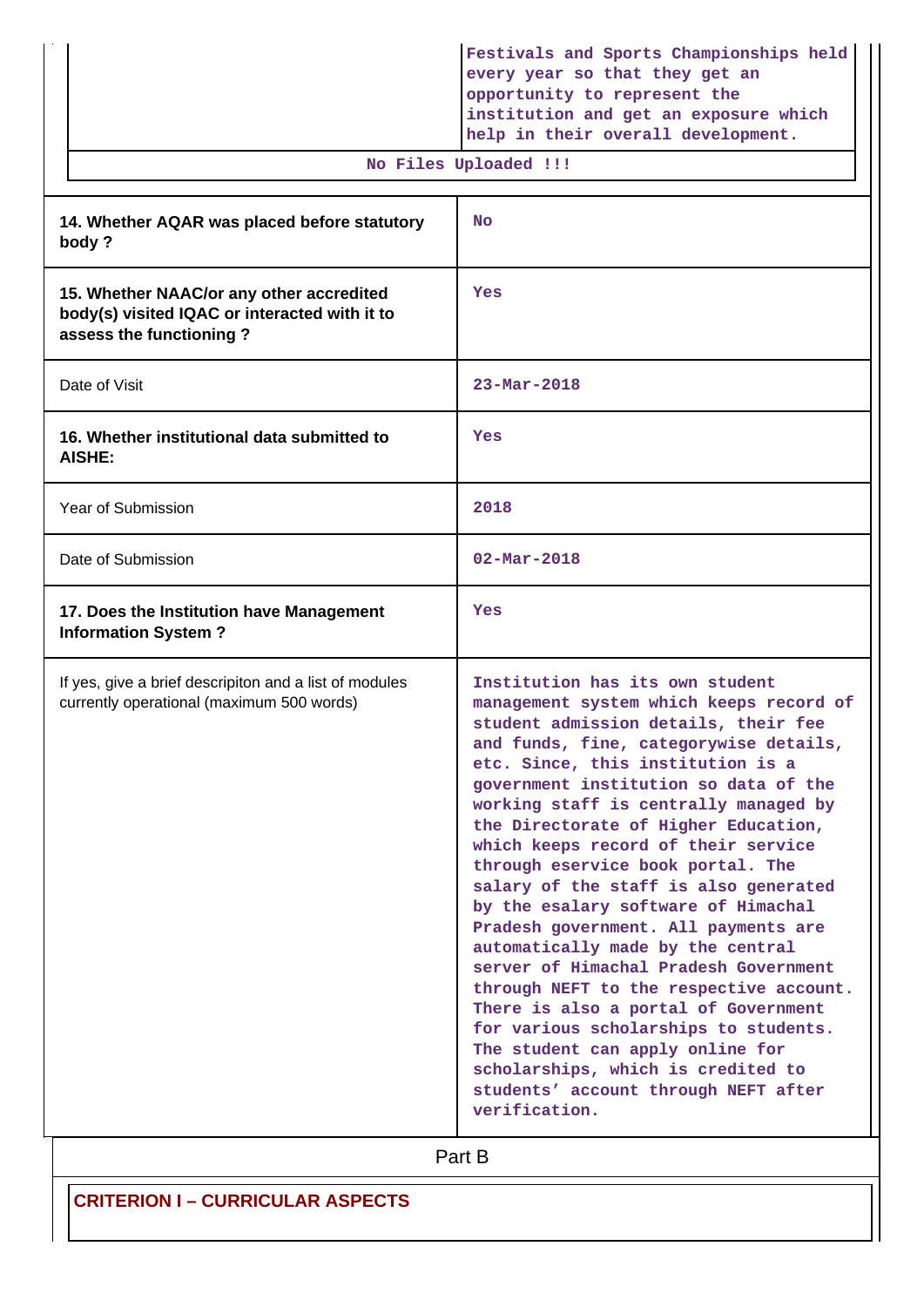| | |
|---|---|
| | Festivals and Sports Championships held every year so that they get an opportunity to represent the institution and get an exposure which help in their overall development. |

No Files Uploaded !!!

| | |
|---|---|
| **14. Whether AQAR was placed before statutory body ?** | No |
| **15. Whether NAAC/or any other accredited body(s) visited IQAC or interacted with it to assess the functioning ?** | Yes |
| Date of Visit | 23-Mar-2018 |
| **16. Whether institutional data submitted to AISHE:** | Yes |
| Year of Submission | 2018 |
| Date of Submission | 02-Mar-2018 |
| **17. Does the Institution have Management Information System ?** | Yes |
| If yes, give a brief descripiton and a list of modules currently operational (maximum 500 words) | Institution has its own student management system which keeps record of student admission details, their fee and funds, fine, categorywise details, etc. Since, this institution is a government institution so data of the working staff is centrally managed by the Directorate of Higher Education, which keeps record of their service through eservice book portal. The salary of the staff is also generated by the esalary software of Himachal Pradesh government. All payments are automatically made by the central server of Himachal Pradesh Government through NEFT to the respective account. There is also a portal of Government for various scholarships to students. The student can apply online for scholarships, which is credited to students’ account through NEFT after verification. |

## Part B

### CRITERION I – CURRICULAR ASPECTS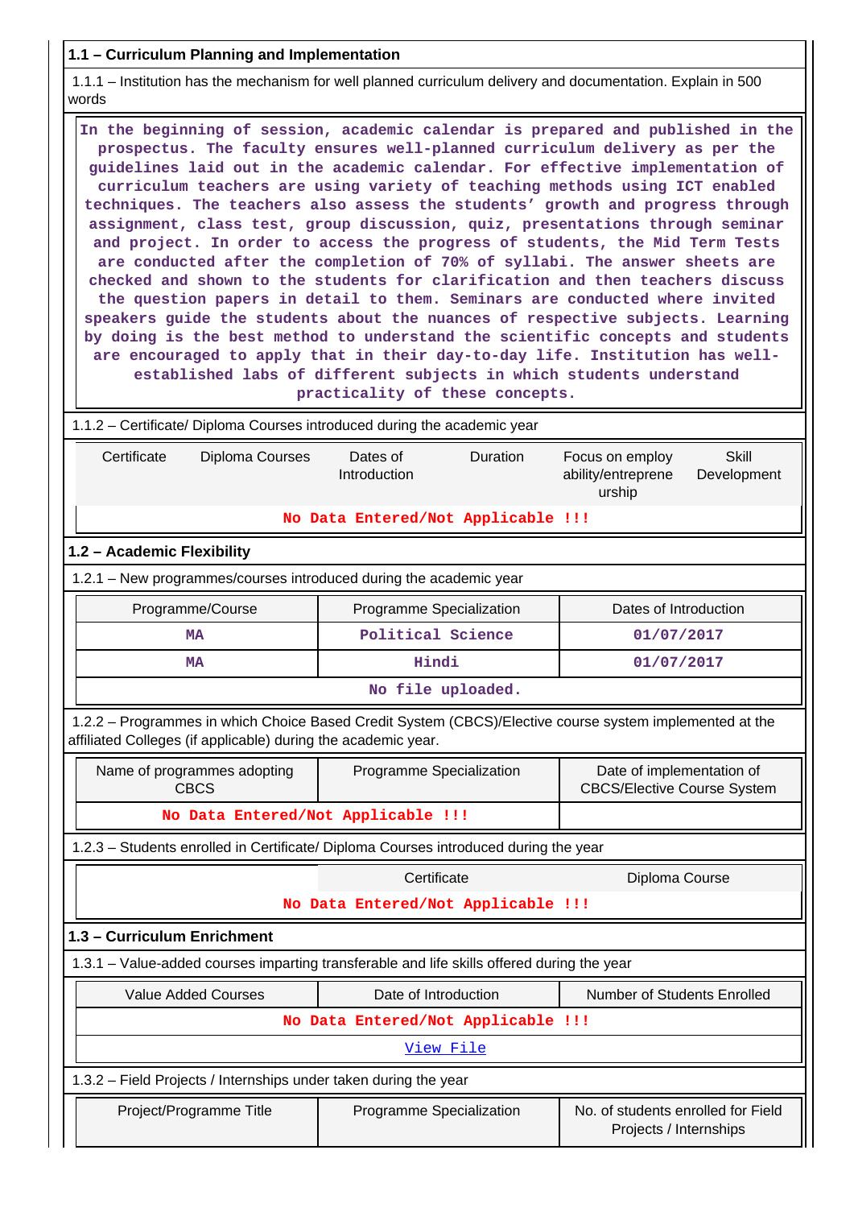## 1.1 – Curriculum Planning and Implementation

1.1.1 – Institution has the mechanism for well planned curriculum delivery and documentation. Explain in 500 words

In the beginning of session, academic calendar is prepared and published in the prospectus. The faculty ensures well-planned curriculum delivery as per the guidelines laid out in the academic calendar. For effective implementation of curriculum teachers are using variety of teaching methods using ICT enabled techniques. The teachers also assess the students' growth and progress through assignment, class test, group discussion, quiz, presentations through seminar and project. In order to access the progress of students, the Mid Term Tests are conducted after the completion of 70% of syllabi. The answer sheets are checked and shown to the students for clarification and then teachers discuss the question papers in detail to them. Seminars are conducted where invited speakers guide the students about the nuances of respective subjects. Learning by doing is the best method to understand the scientific concepts and students are encouraged to apply that in their day-to-day life. Institution has well-established labs of different subjects in which students understand practicality of these concepts.

1.1.2 – Certificate/ Diploma Courses introduced during the academic year

| Certificate | Diploma Courses | Dates of Introduction | Duration | Focus on employ ability/entreprene urship | Skill Development |
|---|---|---|---|---|---|
| No Data Entered/Not Applicable !!! | | | | | |

## 1.2 – Academic Flexibility

1.2.1 – New programmes/courses introduced during the academic year

| Programme/Course | Programme Specialization | Dates of Introduction |
|---|---|---|
| MA | Political Science | 01/07/2017 |
| MA | Hindi | 01/07/2017 |
| No file uploaded. | | |

1.2.2 – Programmes in which Choice Based Credit System (CBCS)/Elective course system implemented at the affiliated Colleges (if applicable) during the academic year.

| Name of programmes adopting CBCS | Programme Specialization | Date of implementation of CBCS/Elective Course System |
|---|---|---|
| No Data Entered/Not Applicable !!! | | |

1.2.3 – Students enrolled in Certificate/ Diploma Courses introduced during the year

| | Certificate | Diploma Course |
|---|---|---|
| No Data Entered/Not Applicable !!! | | |

## 1.3 – Curriculum Enrichment

1.3.1 – Value-added courses imparting transferable and life skills offered during the year

| Value Added Courses | Date of Introduction | Number of Students Enrolled |
|---|---|---|
| No Data Entered/Not Applicable !!! | | |
| View File | | |

1.3.2 – Field Projects / Internships under taken during the year

| Project/Programme Title | Programme Specialization | No. of students enrolled for Field Projects / Internships |
|---|---|---|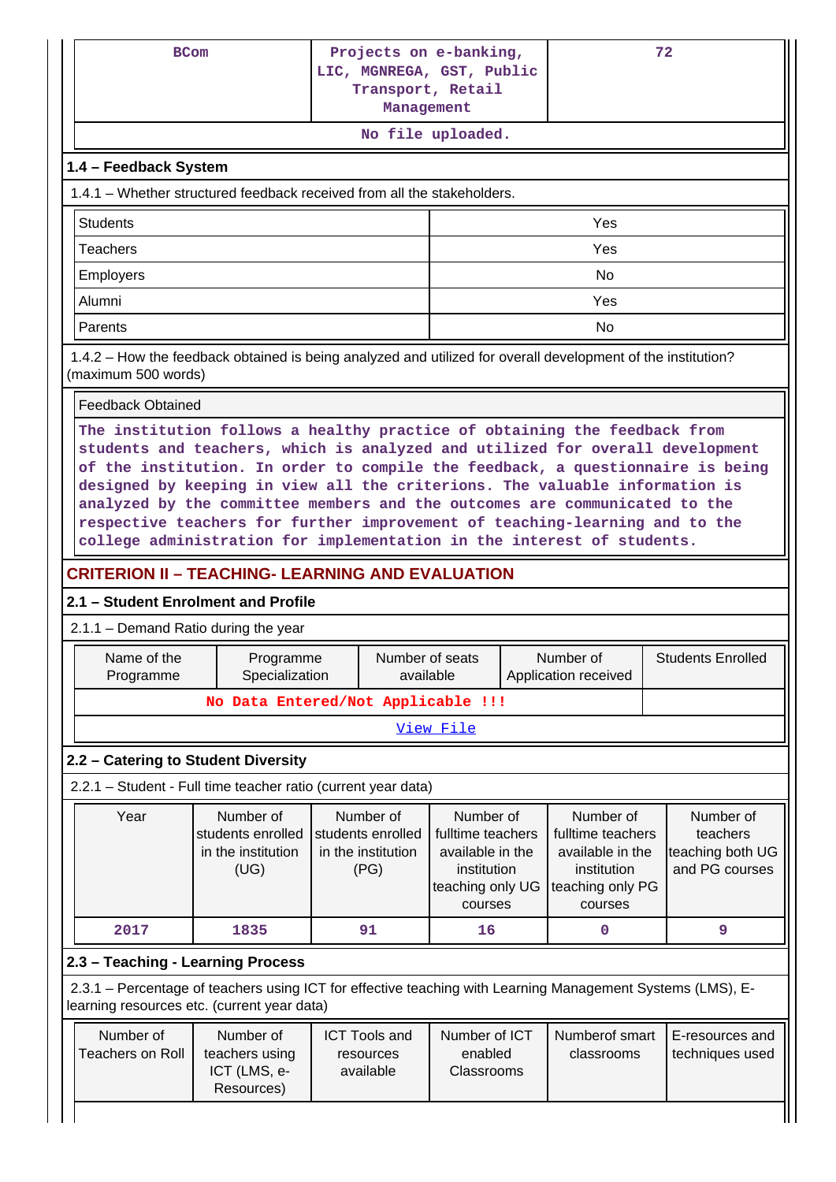| | | |
|---|---|---|
| BCom | Projects on e-banking, LIC, MGNREGA, GST, Public Transport, Retail Management | 72 |
| No file uploaded. | | |

**1.4 – Feedback System**

1.4.1 – Whether structured feedback received from all the stakeholders.

| | |
|---|---|
| Students | Yes |
| Teachers | Yes |
| Employers | No |
| Alumni | Yes |
| Parents | No |

1.4.2 – How the feedback obtained is being analyzed and utilized for overall development of the institution? (maximum 500 words)

Feedback Obtained

The institution follows a healthy practice of obtaining the feedback from students and teachers, which is analyzed and utilized for overall development of the institution. In order to compile the feedback, a questionnaire is being designed by keeping in view all the criterions. The valuable information is analyzed by the committee members and the outcomes are communicated to the respective teachers for further improvement of teaching-learning and to the college administration for implementation in the interest of students.

## CRITERION II – TEACHING- LEARNING AND EVALUATION

**2.1 – Student Enrolment and Profile**

2.1.1 – Demand Ratio during the year

| Name of the Programme | Programme Specialization | Number of seats available | Number of Application received | Students Enrolled |
|---|---|---|---|---|
| No Data Entered/Not Applicable !!! | | | | |
| View File | | | | |

**2.2 – Catering to Student Diversity**

2.2.1 – Student - Full time teacher ratio (current year data)

| Year | Number of students enrolled in the institution (UG) | Number of students enrolled in the institution (PG) | Number of fulltime teachers available in the institution teaching only UG courses | Number of fulltime teachers available in the institution teaching only PG courses | Number of teachers teaching both UG and PG courses |
|---|---|---|---|---|---|
| 2017 | 1835 | 91 | 16 | 0 | 9 |

**2.3 – Teaching - Learning Process**

2.3.1 – Percentage of teachers using ICT for effective teaching with Learning Management Systems (LMS), E-learning resources etc. (current year data)

| Number of Teachers on Roll | Number of teachers using ICT (LMS, e-Resources) | ICT Tools and resources available | Number of ICT enabled Classrooms | Numberof smart classrooms | E-resources and techniques used |
|---|---|---|---|---|---|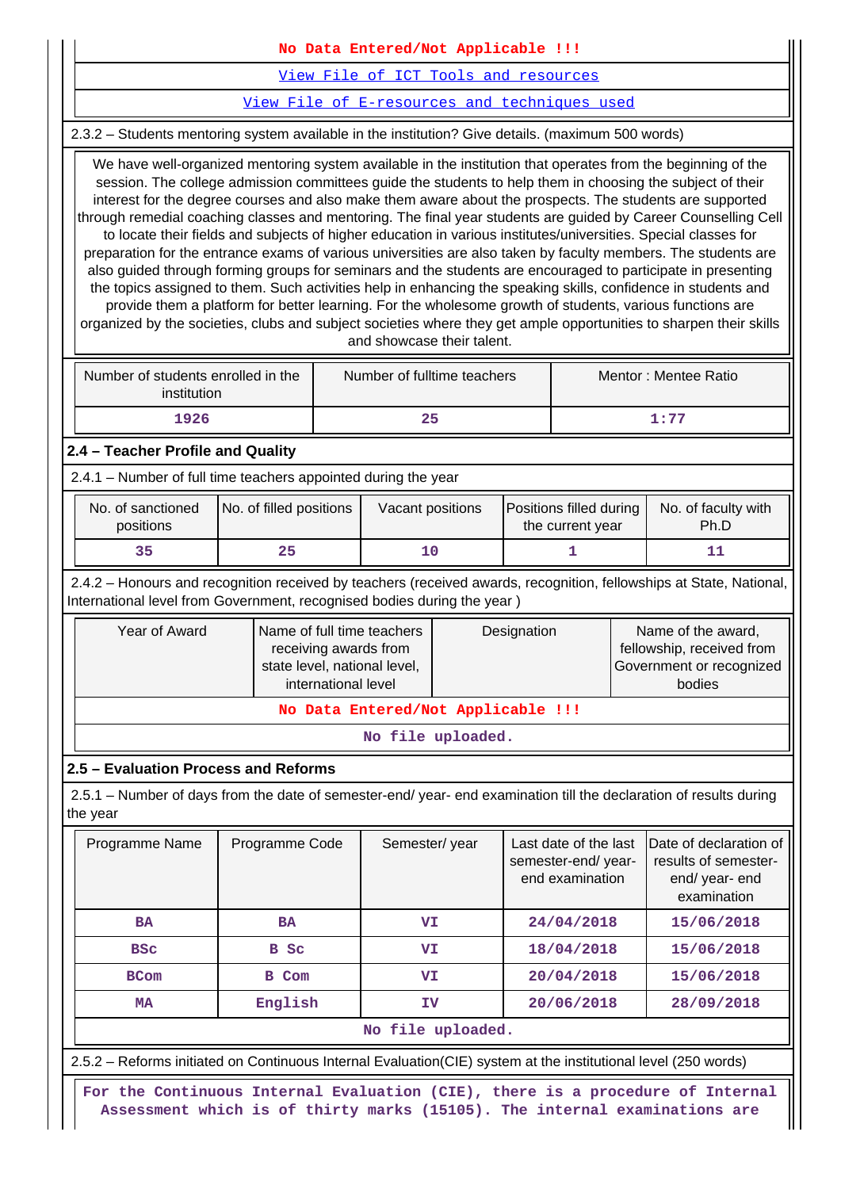No Data Entered/Not Applicable !!!

View File of ICT Tools and resources

View File of E-resources and techniques used

2.3.2 – Students mentoring system available in the institution? Give details. (maximum 500 words)

We have well-organized mentoring system available in the institution that operates from the beginning of the session. The college admission committees guide the students to help them in choosing the subject of their interest for the degree courses and also make them aware about the prospects. The students are supported through remedial coaching classes and mentoring. The final year students are guided by Career Counselling Cell to locate their fields and subjects of higher education in various institutes/universities. Special classes for preparation for the entrance exams of various universities are also taken by faculty members. The students are also guided through forming groups for seminars and the students are encouraged to participate in presenting the topics assigned to them. Such activities help in enhancing the speaking skills, confidence in students and provide them a platform for better learning. For the wholesome growth of students, various functions are organized by the societies, clubs and subject societies where they get ample opportunities to sharpen their skills and showcase their talent.

| Number of students enrolled in the institution | Number of fulltime teachers | Mentor : Mentee Ratio |
|---|---|---|
| 1926 | 25 | 1:77 |

## 2.4 – Teacher Profile and Quality

2.4.1 – Number of full time teachers appointed during the year

| No. of sanctioned positions | No. of filled positions | Vacant positions | Positions filled during the current year | No. of faculty with Ph.D |
|---|---|---|---|---|
| 35 | 25 | 10 | 1 | 11 |

2.4.2 – Honours and recognition received by teachers (received awards, recognition, fellowships at State, National, International level from Government, recognised bodies during the year )

| Year of Award | Name of full time teachers receiving awards from state level, national level, international level | Designation | Name of the award, fellowship, received from Government or recognized bodies |
|---|---|---|---|
| No Data Entered/Not Applicable !!! | | | |
| No file uploaded. | | | |

## 2.5 – Evaluation Process and Reforms

2.5.1 – Number of days from the date of semester-end/ year- end examination till the declaration of results during the year

| Programme Name | Programme Code | Semester/ year | Last date of the last semester-end/ year- end examination | Date of declaration of results of semester-end/ year- end examination |
|---|---|---|---|---|
| BA | BA | VI | 24/04/2018 | 15/06/2018 |
| BSc | B Sc | VI | 18/04/2018 | 15/06/2018 |
| BCom | B Com | VI | 20/04/2018 | 15/06/2018 |
| MA | English | IV | 20/06/2018 | 28/09/2018 |
| No file uploaded. | | | | |

2.5.2 – Reforms initiated on Continuous Internal Evaluation(CIE) system at the institutional level (250 words)

For the Continuous Internal Evaluation (CIE), there is a procedure of Internal Assessment which is of thirty marks (15105). The internal examinations are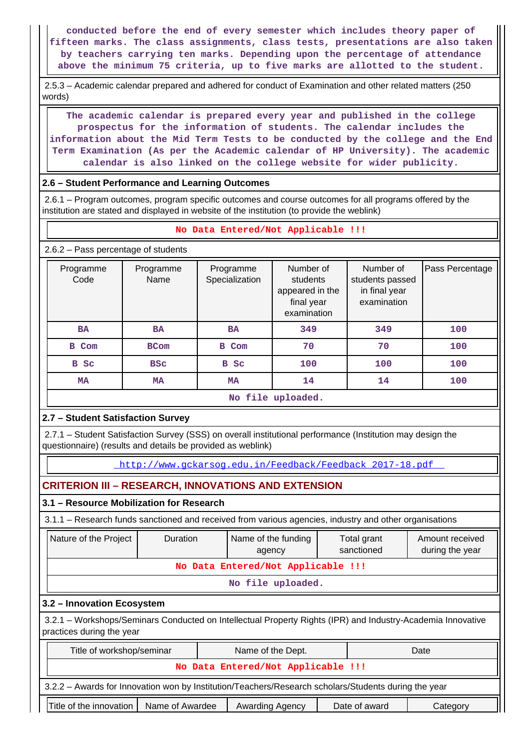conducted before the end of every semester which includes theory paper of fifteen marks. The class assignments, class tests, presentations are also taken by teachers carrying ten marks. Depending upon the percentage of attendance above the minimum 75 criteria, up to five marks are allotted to the student.

2.5.3 – Academic calendar prepared and adhered for conduct of Examination and other related matters (250 words)

The academic calendar is prepared every year and published in the college prospectus for the information of students. The calendar includes the information about the Mid Term Tests to be conducted by the college and the End Term Examination (As per the Academic calendar of HP University). The academic calendar is also linked on the college website for wider publicity.

### 2.6 – Student Performance and Learning Outcomes

2.6.1 – Program outcomes, program specific outcomes and course outcomes for all programs offered by the institution are stated and displayed in website of the institution (to provide the weblink)

No Data Entered/Not Applicable !!!

2.6.2 – Pass percentage of students

| Programme Code | Programme Name | Programme Specialization | Number of students appeared in the final year examination | Number of students passed in final year examination | Pass Percentage |
|---|---|---|---|---|---|
| BA | BA | BA | 349 | 349 | 100 |
| B Com | BCom | B Com | 70 | 70 | 100 |
| B Sc | BSc | B Sc | 100 | 100 | 100 |
| MA | MA | MA | 14 | 14 | 100 |

No file uploaded.

### 2.7 – Student Satisfaction Survey

2.7.1 – Student Satisfaction Survey (SSS) on overall institutional performance (Institution may design the questionnaire) (results and details be provided as weblink)

http://www.gckarsog.edu.in/Feedback/Feedback_2017-18.pdf

## CRITERION III – RESEARCH, INNOVATIONS AND EXTENSION

### 3.1 – Resource Mobilization for Research

3.1.1 – Research funds sanctioned and received from various agencies, industry and other organisations

| Nature of the Project | Duration | Name of the funding agency | Total grant sanctioned | Amount received during the year |
|---|---|---|---|---|

No Data Entered/Not Applicable !!!

No file uploaded.

### 3.2 – Innovation Ecosystem

3.2.1 – Workshops/Seminars Conducted on Intellectual Property Rights (IPR) and Industry-Academia Innovative practices during the year

| Title of workshop/seminar | Name of the Dept. | Date |
|---|---|---|

No Data Entered/Not Applicable !!!

3.2.2 – Awards for Innovation won by Institution/Teachers/Research scholars/Students during the year

| Title of the innovation | Name of Awardee | Awarding Agency | Date of award | Category |
|---|---|---|---|---|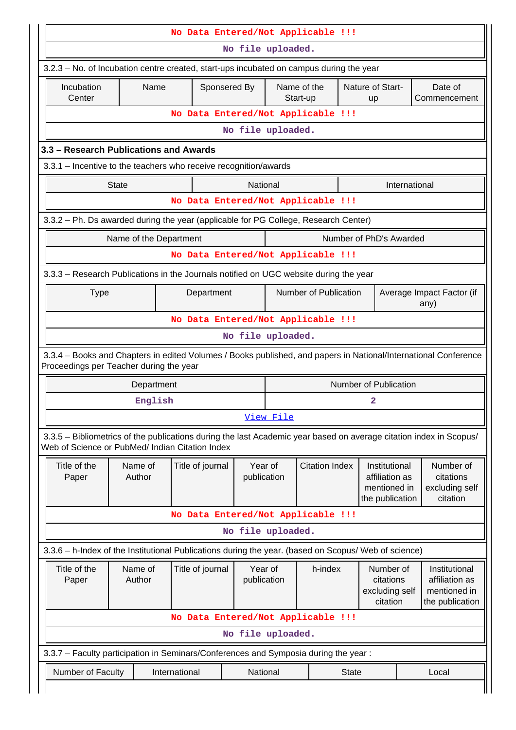No Data Entered/Not Applicable !!!

No file uploaded.

3.2.3 – No. of Incubation centre created, start-ups incubated on campus during the year

| Incubation Center | Name | Sponsered By | Name of the Start-up | Nature of Start-up | Date of Commencement |
|---|---|---|---|---|---|
| No Data Entered/Not Applicable !!! | | | | | |

No file uploaded.

### 3.3 – Research Publications and Awards

3.3.1 – Incentive to the teachers who receive recognition/awards

| State | National | International |
|---|---|---|
| No Data Entered/Not Applicable !!! | | |

3.3.2 – Ph. Ds awarded during the year (applicable for PG College, Research Center)

| Name of the Department | Number of PhD's Awarded |
|---|---|
| No Data Entered/Not Applicable !!! | |

3.3.3 – Research Publications in the Journals notified on UGC website during the year

| Type | Department | Number of Publication | Average Impact Factor (if any) |
|---|---|---|---|
| No Data Entered/Not Applicable !!! | | | |

No file uploaded.

3.3.4 – Books and Chapters in edited Volumes / Books published, and papers in National/International Conference Proceedings per Teacher during the year

| Department | Number of Publication |
|---|---|
| English | 2 |

View File

3.3.5 – Bibliometrics of the publications during the last Academic year based on average citation index in Scopus/ Web of Science or PubMed/ Indian Citation Index

| Title of the Paper | Name of Author | Title of journal | Year of publication | Citation Index | Institutional affiliation as mentioned in the publication | Number of citations excluding self citation |
|---|---|---|---|---|---|---|
| No Data Entered/Not Applicable !!! | | | | | | |

No file uploaded.

3.3.6 – h-Index of the Institutional Publications during the year. (based on Scopus/ Web of science)

| Title of the Paper | Name of Author | Title of journal | Year of publication | h-index | Number of citations excluding self citation | Institutional affiliation as mentioned in the publication |
|---|---|---|---|---|---|---|
| No Data Entered/Not Applicable !!! | | | | | | |

No file uploaded.

3.3.7 – Faculty participation in Seminars/Conferences and Symposia during the year :

| Number of Faculty | International | National | State | Local |
|---|---|---|---|---|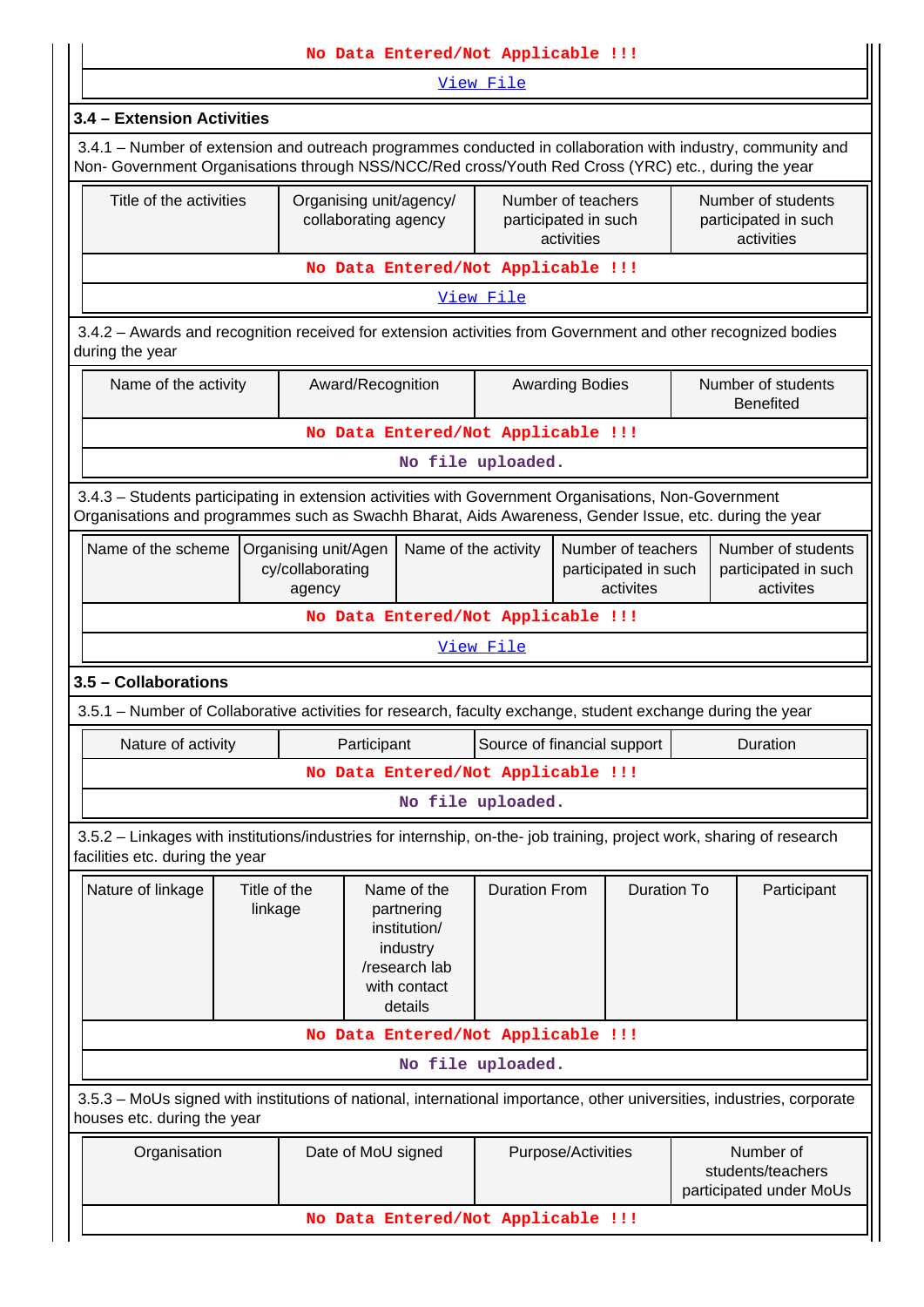No Data Entered/Not Applicable !!!

View File

### 3.4 – Extension Activities

3.4.1 – Number of extension and outreach programmes conducted in collaboration with industry, community and Non- Government Organisations through NSS/NCC/Red cross/Youth Red Cross (YRC) etc., during the year

| Title of the activities | Organising unit/agency/ collaborating agency | Number of teachers participated in such activities | Number of students participated in such activities |
|---|---|---|---|
| No Data Entered/Not Applicable !!! | | | |

View File

3.4.2 – Awards and recognition received for extension activities from Government and other recognized bodies during the year

| Name of the activity | Award/Recognition | Awarding Bodies | Number of students Benefited |
|---|---|---|---|
| No Data Entered/Not Applicable !!! | | | |

No file uploaded.

3.4.3 – Students participating in extension activities with Government Organisations, Non-Government Organisations and programmes such as Swachh Bharat, Aids Awareness, Gender Issue, etc. during the year

| Name of the scheme | Organising unit/Agency/collaborating agency | Name of the activity | Number of teachers participated in such activites | Number of students participated in such activites |
|---|---|---|---|---|
| No Data Entered/Not Applicable !!! | | | | |

View File

### 3.5 – Collaborations

3.5.1 – Number of Collaborative activities for research, faculty exchange, student exchange during the year

| Nature of activity | Participant | Source of financial support | Duration |
|---|---|---|---|
| No Data Entered/Not Applicable !!! | | | |

No file uploaded.

3.5.2 – Linkages with institutions/industries for internship, on-the- job training, project work, sharing of research facilities etc. during the year

| Nature of linkage | Title of the linkage | Name of the partnering institution/ industry /research lab with contact details | Duration From | Duration To | Participant |
|---|---|---|---|---|---|
| No Data Entered/Not Applicable !!! | | | | | |

No file uploaded.

3.5.3 – MoUs signed with institutions of national, international importance, other universities, industries, corporate houses etc. during the year

| Organisation | Date of MoU signed | Purpose/Activities | Number of students/teachers participated under MoUs |
|---|---|---|---|
| No Data Entered/Not Applicable !!! | | | |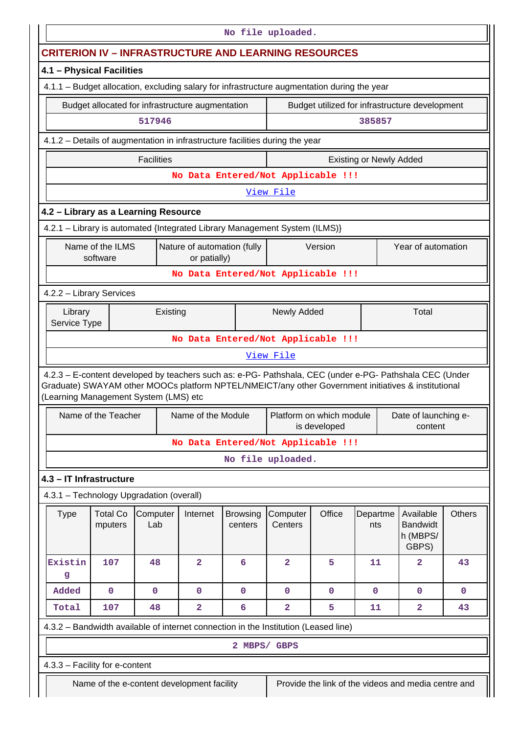No file uploaded.

## CRITERION IV – INFRASTRUCTURE AND LEARNING RESOURCES

### 4.1 – Physical Facilities

4.1.1 – Budget allocation, excluding salary for infrastructure augmentation during the year

| Budget allocated for infrastructure augmentation | Budget utilized for infrastructure development |
|---|---|
| 517946 | 385857 |

4.1.2 – Details of augmentation in infrastructure facilities during the year

| Facilities | Existing or Newly Added |
|---|---|
| No Data Entered/Not Applicable !!! | |

View File

### 4.2 – Library as a Learning Resource

4.2.1 – Library is automated {Integrated Library Management System (ILMS)}

| Name of the ILMS software | Nature of automation (fully or patially) | Version | Year of automation |
|---|---|---|---|
| No Data Entered/Not Applicable !!! | | | |

4.2.2 – Library Services

| Library Service Type | Existing | Newly Added | Total |
|---|---|---|---|
| No Data Entered/Not Applicable !!! | | | |

View File

4.2.3 – E-content developed by teachers such as: e-PG- Pathshala, CEC (under e-PG- Pathshala CEC (Under Graduate) SWAYAM other MOOCs platform NPTEL/NMEICT/any other Government initiatives & institutional (Learning Management System (LMS) etc

| Name of the Teacher | Name of the Module | Platform on which module is developed | Date of launching e-content |
|---|---|---|---|
| No Data Entered/Not Applicable !!! | | | |

No file uploaded.

### 4.3 – IT Infrastructure

4.3.1 – Technology Upgradation (overall)

| Type | Total Computers | Computer Lab | Internet | Browsing centers | Computer Centers | Office | Departments | Available Bandwidth (MBPS/ GBPS) | Others |
|---|---|---|---|---|---|---|---|---|---|
| Existing | 107 | 48 | 2 | 6 | 2 | 5 | 11 | 2 | 43 |
| Added | 0 | 0 | 0 | 0 | 0 | 0 | 0 | 0 | 0 |
| Total | 107 | 48 | 2 | 6 | 2 | 5 | 11 | 2 | 43 |

4.3.2 – Bandwidth available of internet connection in the Institution (Leased line)

2 MBPS/ GBPS

4.3.3 – Facility for e-content

| Name of the e-content development facility | Provide the link of the videos and media centre and |
|---|---|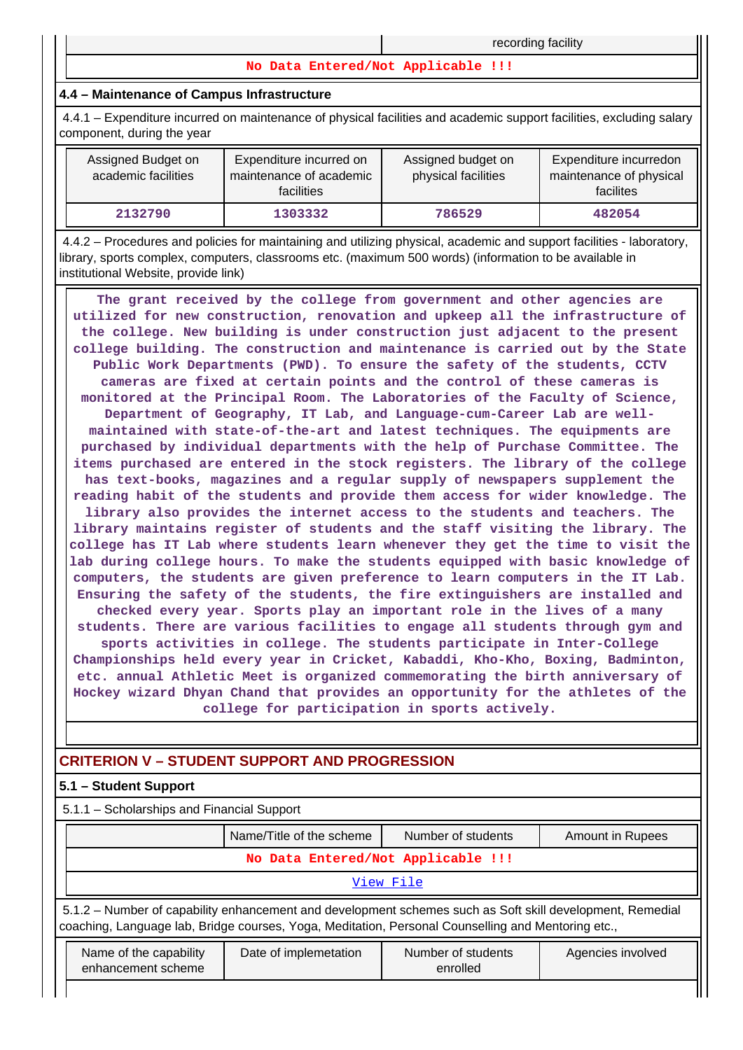| | recording facility |
|---|---|

No Data Entered/Not Applicable !!!

### 4.4 – Maintenance of Campus Infrastructure

4.4.1 – Expenditure incurred on maintenance of physical facilities and academic support facilities, excluding salary component, during the year

| Assigned Budget on academic facilities | Expenditure incurred on maintenance of academic facilities | Assigned budget on physical facilities | Expenditure incurredon maintenance of physical facilites |
|---|---|---|---|
| 2132790 | 1303332 | 786529 | 482054 |

4.4.2 – Procedures and policies for maintaining and utilizing physical, academic and support facilities - laboratory, library, sports complex, computers, classrooms etc. (maximum 500 words) (information to be available in institutional Website, provide link)

The grant received by the college from government and other agencies are utilized for new construction, renovation and upkeep all the infrastructure of the college. New building is under construction just adjacent to the present college building. The construction and maintenance is carried out by the State Public Work Departments (PWD). To ensure the safety of the students, CCTV cameras are fixed at certain points and the control of these cameras is monitored at the Principal Room. The Laboratories of the Faculty of Science, Department of Geography, IT Lab, and Language-cum-Career Lab are well-maintained with state-of-the-art and latest techniques. The equipments are purchased by individual departments with the help of Purchase Committee. The items purchased are entered in the stock registers. The library of the college has text-books, magazines and a regular supply of newspapers supplement the reading habit of the students and provide them access for wider knowledge. The library also provides the internet access to the students and teachers. The library maintains register of students and the staff visiting the library. The college has IT Lab where students learn whenever they get the time to visit the lab during college hours. To make the students equipped with basic knowledge of computers, the students are given preference to learn computers in the IT Lab. Ensuring the safety of the students, the fire extinguishers are installed and checked every year. Sports play an important role in the lives of a many students. There are various facilities to engage all students through gym and sports activities in college. The students participate in Inter-College Championships held every year in Cricket, Kabaddi, Kho-Kho, Boxing, Badminton, etc. annual Athletic Meet is organized commemorating the birth anniversary of Hockey wizard Dhyan Chand that provides an opportunity for the athletes of the college for participation in sports actively.

## CRITERION V – STUDENT SUPPORT AND PROGRESSION

### 5.1 – Student Support

5.1.1 – Scholarships and Financial Support

| | Name/Title of the scheme | Number of students | Amount in Rupees |
|---|---|---|---|
| No Data Entered/Not Applicable !!! | | | |
| View File | | | |

5.1.2 – Number of capability enhancement and development schemes such as Soft skill development, Remedial coaching, Language lab, Bridge courses, Yoga, Meditation, Personal Counselling and Mentoring etc.,

| Name of the capability enhancement scheme | Date of implemetation | Number of students enrolled | Agencies involved |
|---|---|---|---|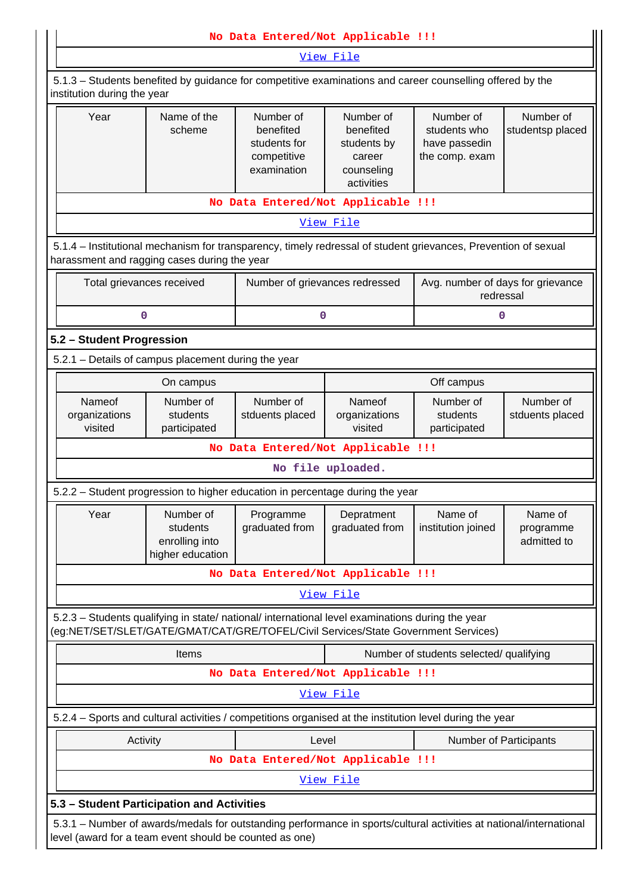No Data Entered/Not Applicable !!!

View File

5.1.3 – Students benefited by guidance for competitive examinations and career counselling offered by the institution during the year

| Year | Name of the scheme | Number of benefited students for competitive examination | Number of benefited students by career counseling activities | Number of students who have passedin the comp. exam | Number of studentsp placed |
|---|---|---|---|---|---|
| No Data Entered/Not Applicable !!! | | | | | |
| View File | | | | | |

5.1.4 – Institutional mechanism for transparency, timely redressal of student grievances, Prevention of sexual harassment and ragging cases during the year

| Total grievances received | Number of grievances redressed | Avg. number of days for grievance redressal |
|---|---|---|
| 0 | 0 | 0 |

**5.2 – Student Progression**

5.2.1 – Details of campus placement during the year

| On campus | | | Off campus | | |
|---|---|---|---|---|---|
| Nameof organizations visited | Number of students participated | Number of stduents placed | Nameof organizations visited | Number of students participated | Number of stduents placed |
| No Data Entered/Not Applicable !!! | | | | | |
| No file uploaded. | | | | | |

5.2.2 – Student progression to higher education in percentage during the year

| Year | Number of students enrolling into higher education | Programme graduated from | Depratment graduated from | Name of institution joined | Name of programme admitted to |
|---|---|---|---|---|---|
| No Data Entered/Not Applicable !!! | | | | | |
| View File | | | | | |

5.2.3 – Students qualifying in state/ national/ international level examinations during the year (eg:NET/SET/SLET/GATE/GMAT/CAT/GRE/TOFEL/Civil Services/State Government Services)

| Items | Number of students selected/ qualifying |
|---|---|
| No Data Entered/Not Applicable !!! | |
| View File | |

5.2.4 – Sports and cultural activities / competitions organised at the institution level during the year

| Activity | Level | Number of Participants |
|---|---|---|
| No Data Entered/Not Applicable !!! | | |
| View File | | |

**5.3 – Student Participation and Activities**

5.3.1 – Number of awards/medals for outstanding performance in sports/cultural activities at national/international level (award for a team event should be counted as one)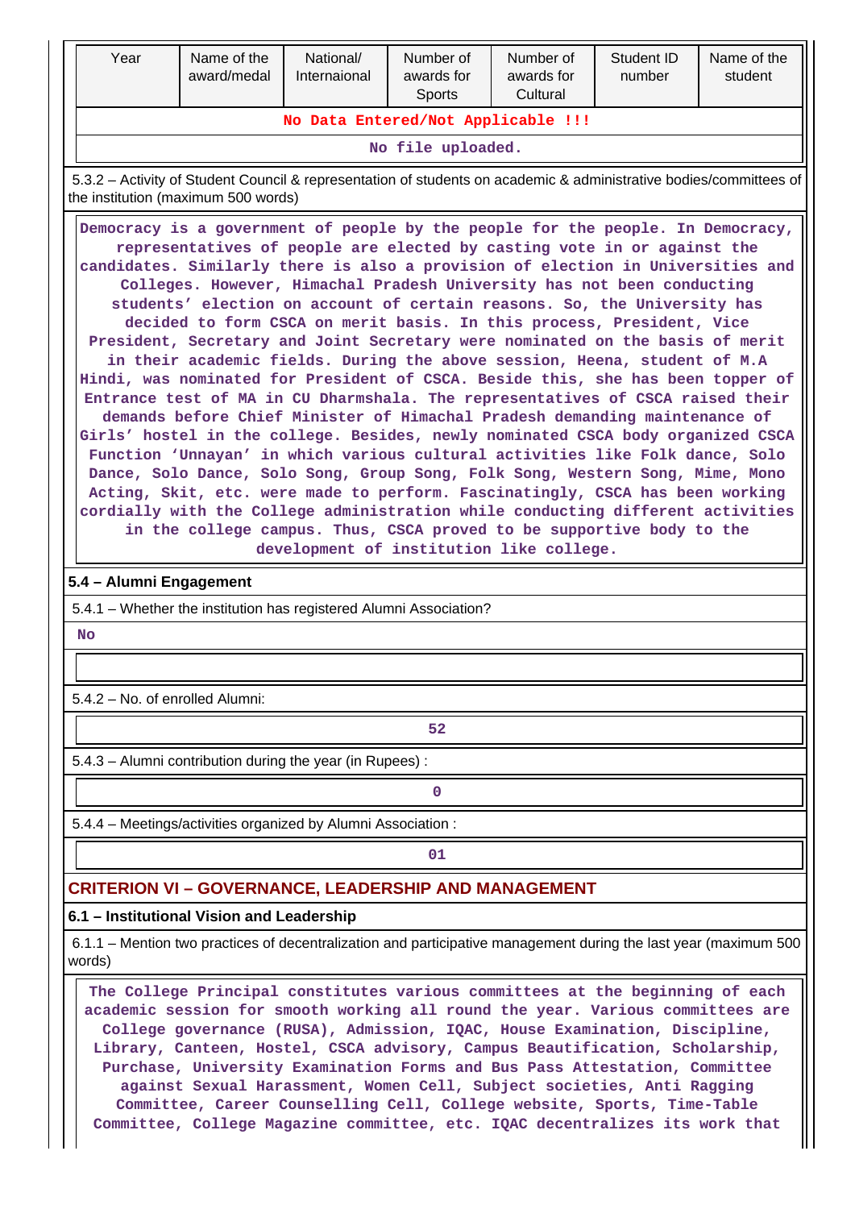| Year | Name of the award/medal | National/ Internaional | Number of awards for Sports | Number of awards for Cultural | Student ID number | Name of the student |
|---|---|---|---|---|---|---|
| No Data Entered/Not Applicable !!! | | | | | | |
| No file uploaded. | | | | | | |

5.3.2 – Activity of Student Council & representation of students on academic & administrative bodies/committees of the institution (maximum 500 words)

Democracy is a government of people by the people for the people. In Democracy, representatives of people are elected by casting vote in or against the candidates. Similarly there is also a provision of election in Universities and Colleges. However, Himachal Pradesh University has not been conducting students' election on account of certain reasons. So, the University has decided to form CSCA on merit basis. In this process, President, Vice President, Secretary and Joint Secretary were nominated on the basis of merit in their academic fields. During the above session, Heena, student of M.A Hindi, was nominated for President of CSCA. Beside this, she has been topper of Entrance test of MA in CU Dharmshala. The representatives of CSCA raised their demands before Chief Minister of Himachal Pradesh demanding maintenance of Girls' hostel in the college. Besides, newly nominated CSCA body organized CSCA Function 'Unnayan' in which various cultural activities like Folk dance, Solo Dance, Solo Dance, Solo Song, Group Song, Folk Song, Western Song, Mime, Mono Acting, Skit, etc. were made to perform. Fascinatingly, CSCA has been working cordially with the College administration while conducting different activities in the college campus. Thus, CSCA proved to be supportive body to the development of institution like college.

## 5.4 – Alumni Engagement

5.4.1 – Whether the institution has registered Alumni Association?

**No**

5.4.2 – No. of enrolled Alumni:

52

5.4.3 – Alumni contribution during the year (in Rupees) :

0

5.4.4 – Meetings/activities organized by Alumni Association :

01

## CRITERION VI – GOVERNANCE, LEADERSHIP AND MANAGEMENT

### 6.1 – Institutional Vision and Leadership

6.1.1 – Mention two practices of decentralization and participative management during the last year (maximum 500 words)

The College Principal constitutes various committees at the beginning of each academic session for smooth working all round the year. Various committees are College governance (RUSA), Admission, IQAC, House Examination, Discipline, Library, Canteen, Hostel, CSCA advisory, Campus Beautification, Scholarship, Purchase, University Examination Forms and Bus Pass Attestation, Committee against Sexual Harassment, Women Cell, Subject societies, Anti Ragging Committee, Career Counselling Cell, College website, Sports, Time-Table Committee, College Magazine committee, etc. IQAC decentralizes its work that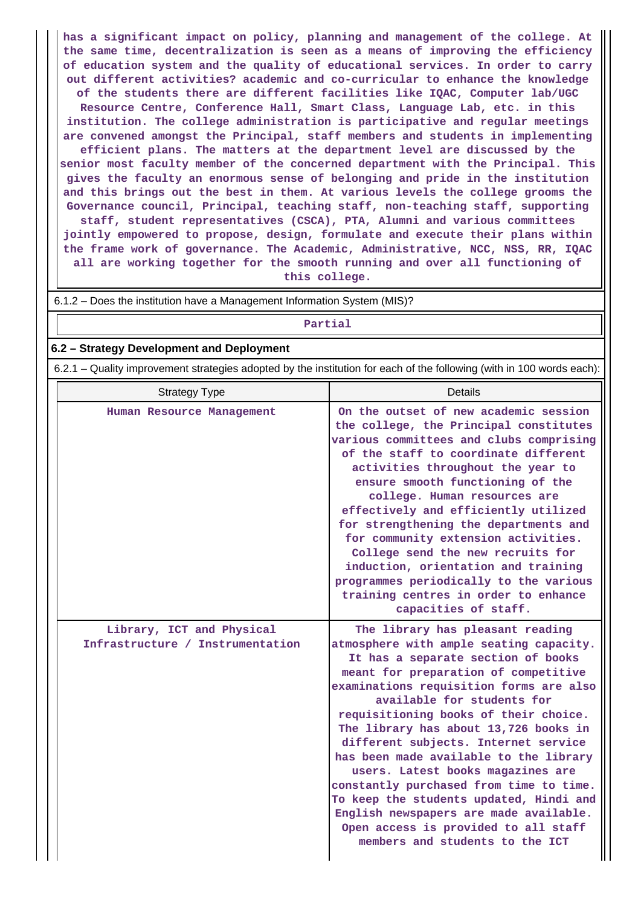has a significant impact on policy, planning and management of the college. At the same time, decentralization is seen as a means of improving the efficiency of education system and the quality of educational services. In order to carry out different activities? academic and co-curricular to enhance the knowledge of the students there are different facilities like IQAC, Computer lab/UGC Resource Centre, Conference Hall, Smart Class, Language Lab, etc. in this institution. The college administration is participative and regular meetings are convened amongst the Principal, staff members and students in implementing efficient plans. The matters at the department level are discussed by the senior most faculty member of the concerned department with the Principal. This gives the faculty an enormous sense of belonging and pride in the institution and this brings out the best in them. At various levels the college grooms the Governance council, Principal, teaching staff, non-teaching staff, supporting staff, student representatives (CSCA), PTA, Alumni and various committees jointly empowered to propose, design, formulate and execute their plans within the frame work of governance. The Academic, Administrative, NCC, NSS, RR, IQAC all are working together for the smooth running and over all functioning of this college.

6.1.2 – Does the institution have a Management Information System (MIS)?

Partial

### 6.2 – Strategy Development and Deployment

6.2.1 – Quality improvement strategies adopted by the institution for each of the following (with in 100 words each):

| Strategy Type | Details |
|---|---|
| Human Resource Management | On the outset of new academic session the college, the Principal constitutes various committees and clubs comprising of the staff to coordinate different activities throughout the year to ensure smooth functioning of the college. Human resources are effectively and efficiently utilized for strengthening the departments and for community extension activities. College send the new recruits for induction, orientation and training programmes periodically to the various training centres in order to enhance capacities of staff. |
| Library, ICT and Physical Infrastructure / Instrumentation | The library has pleasant reading atmosphere with ample seating capacity. It has a separate section of books meant for preparation of competitive examinations requisition forms are also available for students for requisitioning books of their choice. The library has about 13,726 books in different subjects. Internet service has been made available to the library users. Latest books magazines are constantly purchased from time to time. To keep the students updated, Hindi and English newspapers are made available. Open access is provided to all staff members and students to the ICT |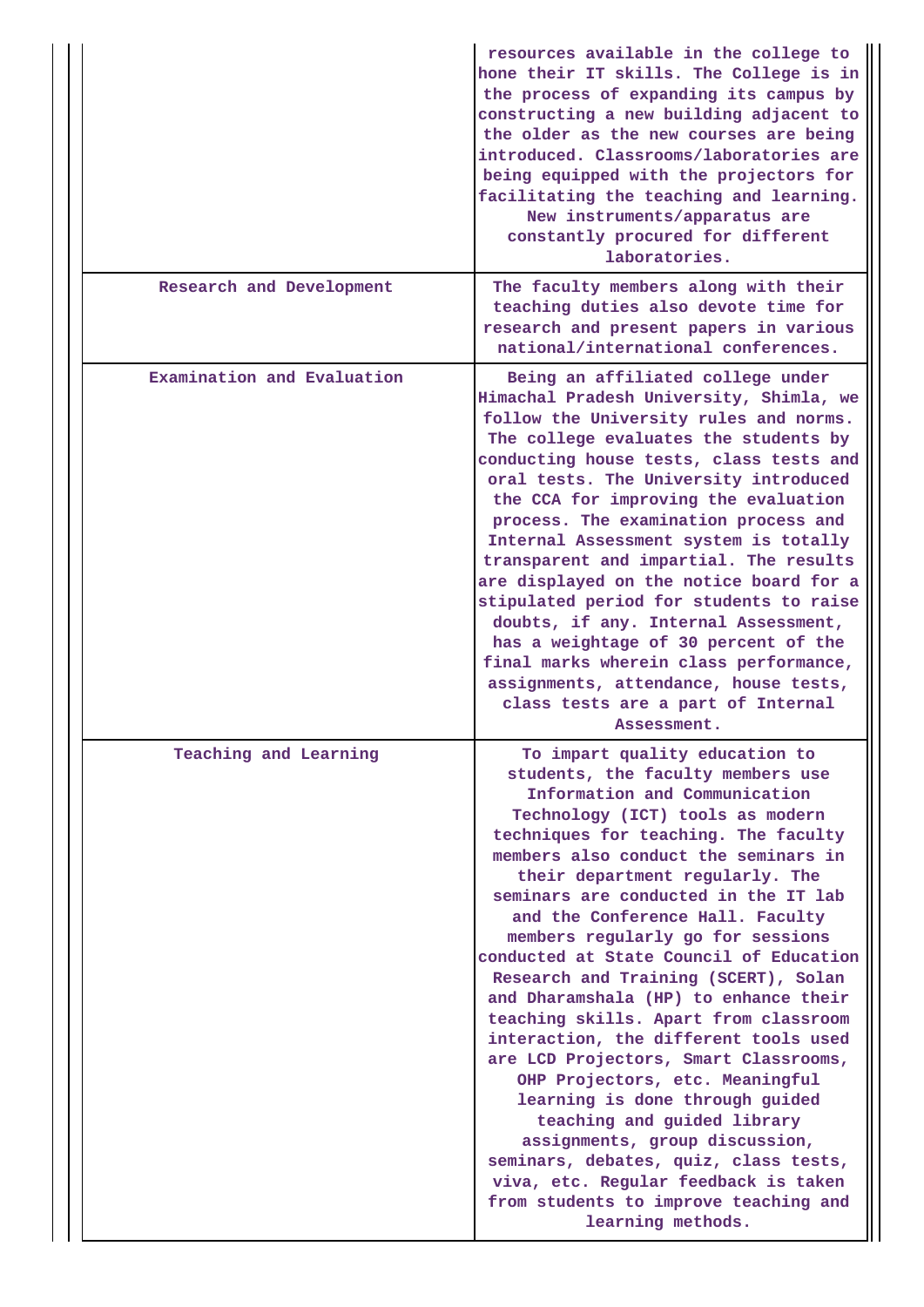| | |
|---|---|
| | resources available in the college to hone their IT skills. The College is in the process of expanding its campus by constructing a new building adjacent to the older as the new courses are being introduced. Classrooms/laboratories are being equipped with the projectors for facilitating the teaching and learning. New instruments/apparatus are constantly procured for different laboratories. |
| Research and Development | The faculty members along with their teaching duties also devote time for research and present papers in various national/international conferences. |
| Examination and Evaluation | Being an affiliated college under Himachal Pradesh University, Shimla, we follow the University rules and norms. The college evaluates the students by conducting house tests, class tests and oral tests. The University introduced the CCA for improving the evaluation process. The examination process and Internal Assessment system is totally transparent and impartial. The results are displayed on the notice board for a stipulated period for students to raise doubts, if any. Internal Assessment, has a weightage of 30 percent of the final marks wherein class performance, assignments, attendance, house tests, class tests are a part of Internal Assessment. |
| Teaching and Learning | To impart quality education to students, the faculty members use Information and Communication Technology (ICT) tools as modern techniques for teaching. The faculty members also conduct the seminars in their department regularly. The seminars are conducted in the IT lab and the Conference Hall. Faculty members regularly go for sessions conducted at State Council of Education Research and Training (SCERT), Solan and Dharamshala (HP) to enhance their teaching skills. Apart from classroom interaction, the different tools used are LCD Projectors, Smart Classrooms, OHP Projectors, etc. Meaningful learning is done through guided teaching and guided library assignments, group discussion, seminars, debates, quiz, class tests, viva, etc. Regular feedback is taken from students to improve teaching and learning methods. |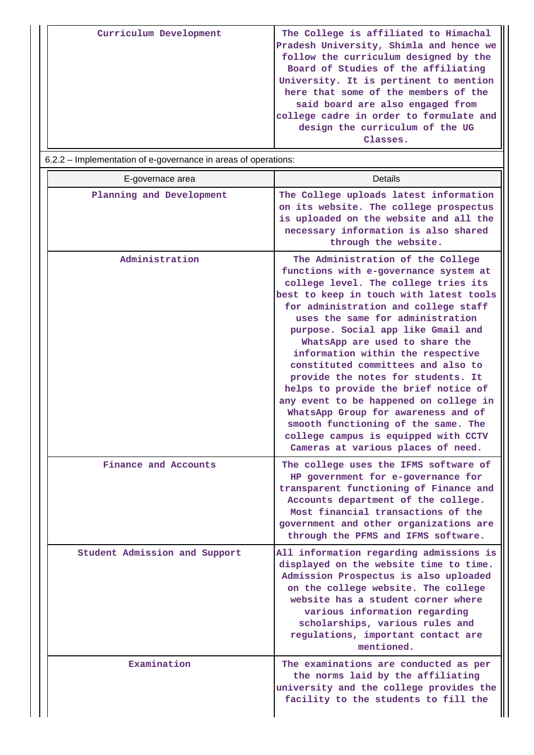| Curriculum Development | The College is affiliated to Himachal Pradesh University, Shimla and hence we follow the curriculum designed by the Board of Studies of the affiliating University. It is pertinent to mention here that some of the members of the said board are also engaged from college cadre in order to formulate and design the curriculum of the UG Classes. |
|---|---|

6.2.2 – Implementation of e-governance in areas of operations:

| E-governace area | Details |
|---|---|
| Planning and Development | The College uploads latest information on its website. The college prospectus is uploaded on the website and all the necessary information is also shared through the website. |
| Administration | The Administration of the College functions with e-governance system at college level. The college tries its best to keep in touch with latest tools for administration and college staff uses the same for administration purpose. Social app like Gmail and WhatsApp are used to share the information within the respective constituted committees and also to provide the notes for students. It helps to provide the brief notice of any event to be happened on college in WhatsApp Group for awareness and of smooth functioning of the same. The college campus is equipped with CCTV Cameras at various places of need. |
| Finance and Accounts | The college uses the IFMS software of HP government for e-governance for transparent functioning of Finance and Accounts department of the college. Most financial transactions of the government and other organizations are through the PFMS and IFMS software. |
| Student Admission and Support | All information regarding admissions is displayed on the website time to time. Admission Prospectus is also uploaded on the college website. The college website has a student corner where various information regarding scholarships, various rules and regulations, important contact are mentioned. |
| Examination | The examinations are conducted as per the norms laid by the affiliating university and the college provides the facility to the students to fill the |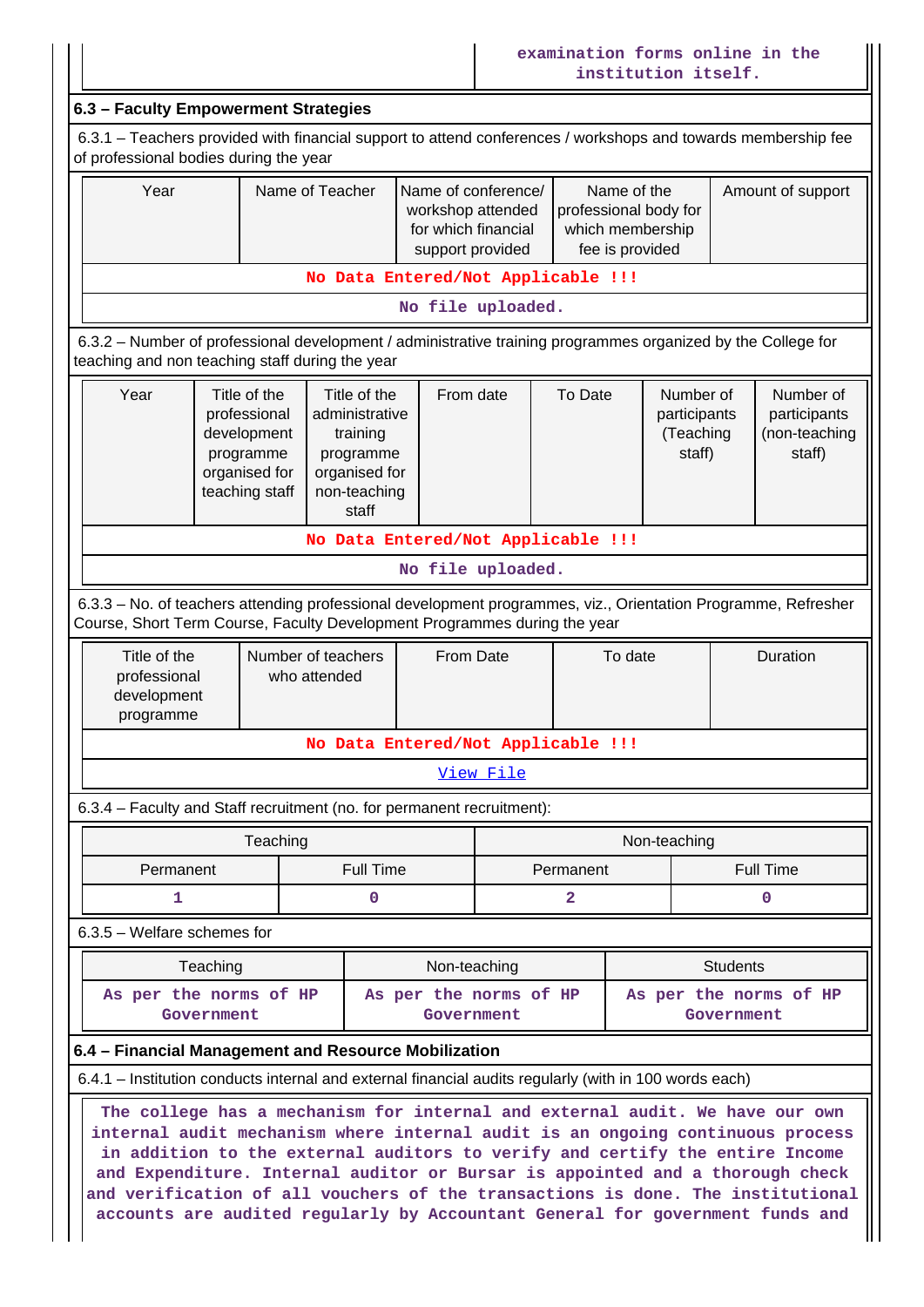| | |
|---|---|
| | examination forms online in the institution itself. |

### 6.3 – Faculty Empowerment Strategies

6.3.1 – Teachers provided with financial support to attend conferences / workshops and towards membership fee of professional bodies during the year

| Year | Name of Teacher | Name of conference/ workshop attended for which financial support provided | Name of the professional body for which membership fee is provided | Amount of support |
|---|---|---|---|---|
| No Data Entered/Not Applicable !!! | | | | |
| No file uploaded. | | | | |

6.3.2 – Number of professional development / administrative training programmes organized by the College for teaching and non teaching staff during the year

| Year | Title of the professional development programme organised for teaching staff | Title of the administrative training programme organised for non-teaching staff | From date | To Date | Number of participants (Teaching staff) | Number of participants (non-teaching staff) |
|---|---|---|---|---|---|---|
| No Data Entered/Not Applicable !!! | | | | | | |
| No file uploaded. | | | | | | |

6.3.3 – No. of teachers attending professional development programmes, viz., Orientation Programme, Refresher Course, Short Term Course, Faculty Development Programmes during the year

| Title of the professional development programme | Number of teachers who attended | From Date | To date | Duration |
|---|---|---|---|---|
| No Data Entered/Not Applicable !!! | | | | |
| View File | | | | |

6.3.4 – Faculty and Staff recruitment (no. for permanent recruitment):

| Teaching | | Non-teaching | |
|---|---|---|---|
| Permanent | Full Time | Permanent | Full Time |
| 1 | 0 | 2 | 0 |

6.3.5 – Welfare schemes for

| Teaching | Non-teaching | Students |
|---|---|---|
| As per the norms of HP Government | As per the norms of HP Government | As per the norms of HP Government |

### 6.4 – Financial Management and Resource Mobilization

6.4.1 – Institution conducts internal and external financial audits regularly (with in 100 words each)

The college has a mechanism for internal and external audit. We have our own internal audit mechanism where internal audit is an ongoing continuous process in addition to the external auditors to verify and certify the entire Income and Expenditure. Internal auditor or Bursar is appointed and a thorough check and verification of all vouchers of the transactions is done. The institutional accounts are audited regularly by Accountant General for government funds and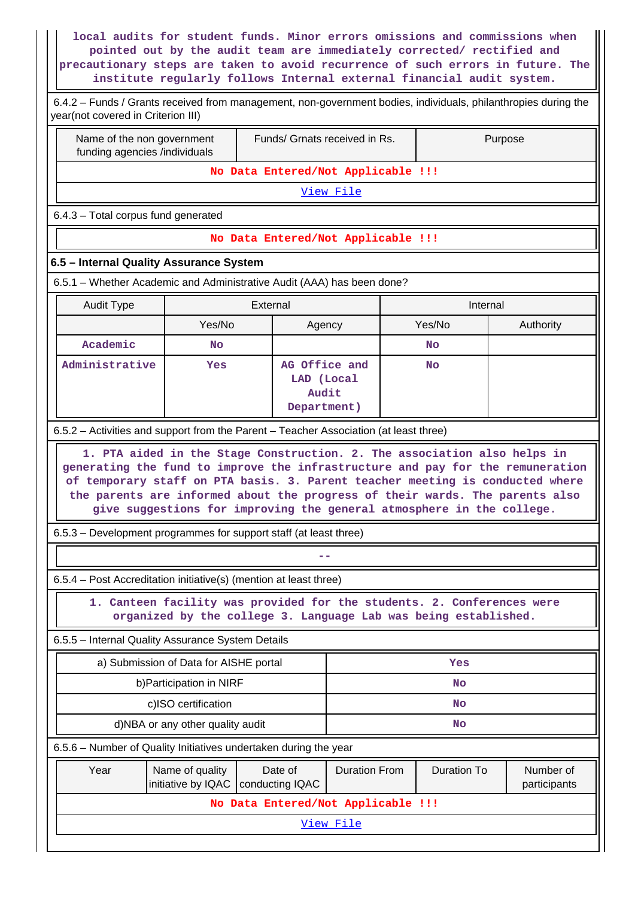local audits for student funds. Minor errors omissions and commissions when pointed out by the audit team are immediately corrected/ rectified and precautionary steps are taken to avoid recurrence of such errors in future. The institute regularly follows Internal external financial audit system.

6.4.2 – Funds / Grants received from management, non-government bodies, individuals, philanthropies during the year(not covered in Criterion III)

| Name of the non government funding agencies /individuals | Funds/ Grnats received in Rs. | Purpose |
|---|---|---|
| No Data Entered/Not Applicable !!! | | |
| View File | | |

6.4.3 – Total corpus fund generated

No Data Entered/Not Applicable !!!

### 6.5 – Internal Quality Assurance System

6.5.1 – Whether Academic and Administrative Audit (AAA) has been done?

| Audit Type | External | | Internal | |
|---|---|---|---|---|
| | Yes/No | Agency | Yes/No | Authority |
| Academic | No | | No | |
| Administrative | Yes | AG Office and LAD (Local Audit Department) | No | |

6.5.2 – Activities and support from the Parent – Teacher Association (at least three)

1. PTA aided in the Stage Construction. 2. The association also helps in generating the fund to improve the infrastructure and pay for the remuneration of temporary staff on PTA basis. 3. Parent teacher meeting is conducted where the parents are informed about the progress of their wards. The parents also give suggestions for improving the general atmosphere in the college.

6.5.3 – Development programmes for support staff (at least three)

--

6.5.4 – Post Accreditation initiative(s) (mention at least three)

1. Canteen facility was provided for the students. 2. Conferences were organized by the college 3. Language Lab was being established.

6.5.5 – Internal Quality Assurance System Details

| | |
|---|---|
| a) Submission of Data for AISHE portal | Yes |
| b)Participation in NIRF | No |
| c)ISO certification | No |
| d)NBA or any other quality audit | No |

6.5.6 – Number of Quality Initiatives undertaken during the year

| Year | Name of quality initiative by IQAC | Date of conducting IQAC | Duration From | Duration To | Number of participants |
|---|---|---|---|---|---|
| No Data Entered/Not Applicable !!! | | | | | |
| View File | | | | | |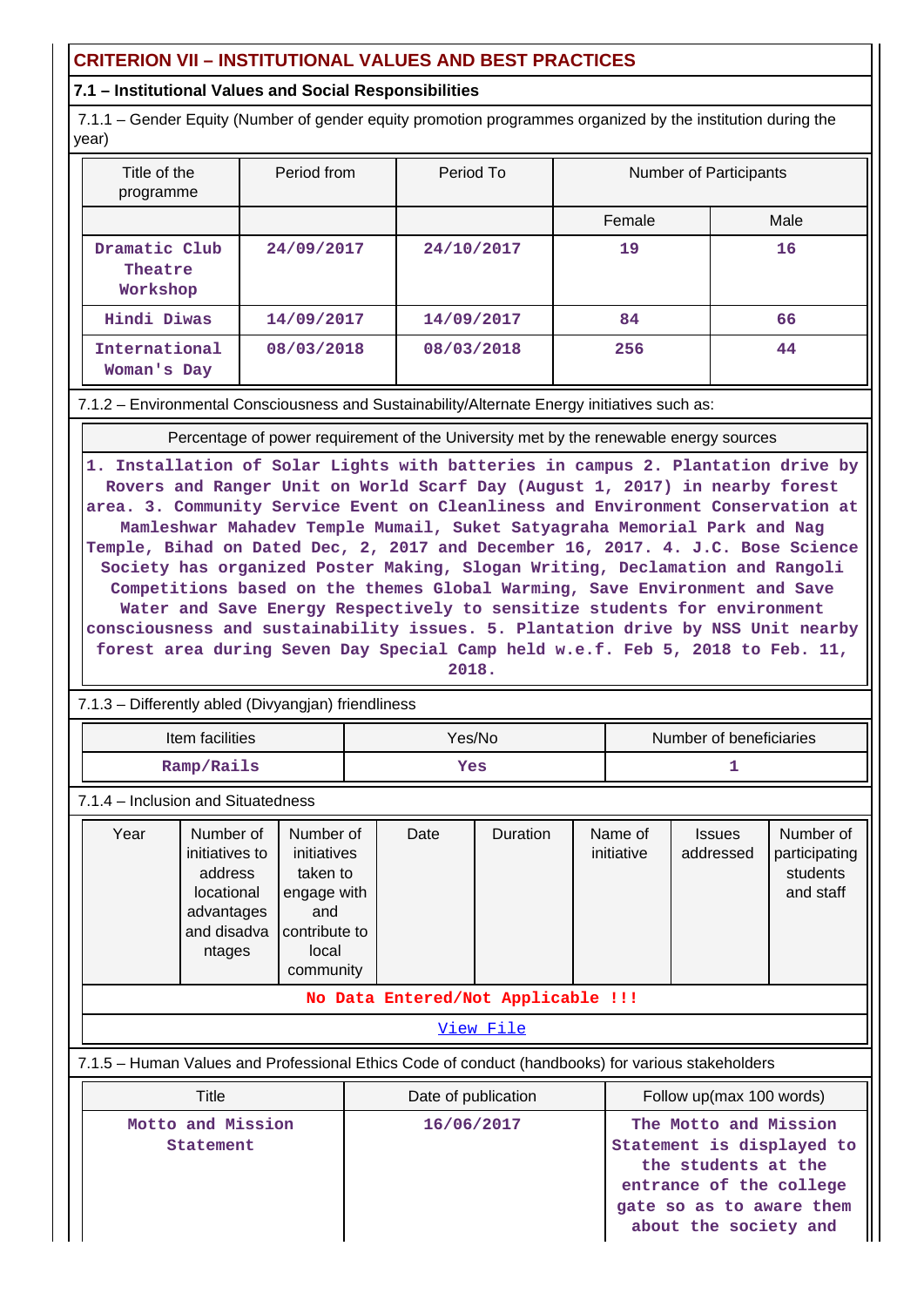## CRITERION VII – INSTITUTIONAL VALUES AND BEST PRACTICES

### 7.1 – Institutional Values and Social Responsibilities

7.1.1 – Gender Equity (Number of gender equity promotion programmes organized by the institution during the year)

| Title of the programme | Period from | Period To | Number of Participants | |
|---|---|---|---|---|
| | | | Female | Male |
| Dramatic Club Theatre Workshop | 24/09/2017 | 24/10/2017 | 19 | 16 |
| Hindi Diwas | 14/09/2017 | 14/09/2017 | 84 | 66 |
| International Woman's Day | 08/03/2018 | 08/03/2018 | 256 | 44 |

7.1.2 – Environmental Consciousness and Sustainability/Alternate Energy initiatives such as:

| Percentage of power requirement of the University met by the renewable energy sources |
|---|
| 1. Installation of Solar Lights with batteries in campus 2. Plantation drive by Rovers and Ranger Unit on World Scarf Day (August 1, 2017) in nearby forest area. 3. Community Service Event on Cleanliness and Environment Conservation at Mamleshwar Mahadev Temple Mumail, Suket Satyagraha Memorial Park and Nag Temple, Bihad on Dated Dec, 2, 2017 and December 16, 2017. 4. J.C. Bose Science Society has organized Poster Making, Slogan Writing, Declamation and Rangoli Competitions based on the themes Global Warming, Save Environment and Save Water and Save Energy Respectively to sensitize students for environment consciousness and sustainability issues. 5. Plantation drive by NSS Unit nearby forest area during Seven Day Special Camp held w.e.f. Feb 5, 2018 to Feb. 11, 2018. |

7.1.3 – Differently abled (Divyangjan) friendliness

| Item facilities | Yes/No | Number of beneficiaries |
|---|---|---|
| Ramp/Rails | Yes | 1 |

7.1.4 – Inclusion and Situatedness

| Year | Number of initiatives to address locational advantages and disadvantages | Number of initiatives taken to engage with and contribute to local community | Date | Duration | Name of initiative | Issues addressed | Number of participating students and staff |
|---|---|---|---|---|---|---|---|
| No Data Entered/Not Applicable !!! | | | | | | | |
| View File | | | | | | | |

7.1.5 – Human Values and Professional Ethics Code of conduct (handbooks) for various stakeholders

| Title | Date of publication | Follow up(max 100 words) |
|---|---|---|
| Motto and Mission Statement | 16/06/2017 | The Motto and Mission Statement is displayed to the students at the entrance of the college gate so as to aware them about the society and |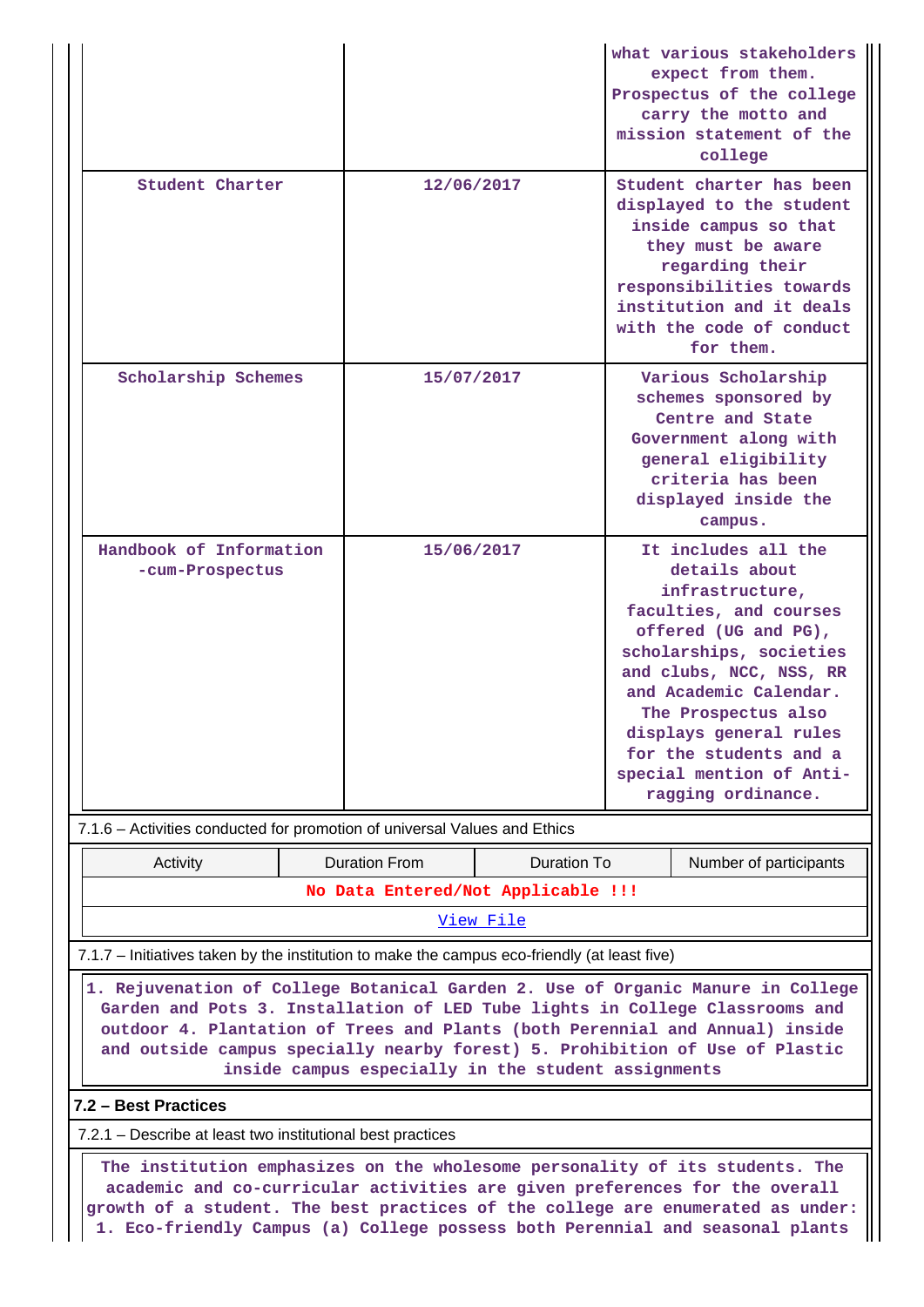| | | |
|---|---|---|
| | | what various stakeholders expect from them. Prospectus of the college carry the motto and mission statement of the college |
| Student Charter | 12/06/2017 | Student charter has been displayed to the student inside campus so that they must be aware regarding their responsibilities towards institution and it deals with the code of conduct for them. |
| Scholarship Schemes | 15/07/2017 | Various Scholarship schemes sponsored by Centre and State Government along with general eligibility criteria has been displayed inside the campus. |
| Handbook of Information -cum-Prospectus | 15/06/2017 | It includes all the details about infrastructure, faculties, and courses offered (UG and PG), scholarships, societies and clubs, NCC, NSS, RR and Academic Calendar. The Prospectus also displays general rules for the students and a special mention of Anti-ragging ordinance. |

7.1.6 – Activities conducted for promotion of universal Values and Ethics

| Activity | Duration From | Duration To | Number of participants |
|---|---|---|---|
| No Data Entered/Not Applicable !!! | | | |

View File

7.1.7 – Initiatives taken by the institution to make the campus eco-friendly (at least five)

1. Rejuvenation of College Botanical Garden 2. Use of Organic Manure in College Garden and Pots 3. Installation of LED Tube lights in College Classrooms and outdoor 4. Plantation of Trees and Plants (both Perennial and Annual) inside and outside campus specially nearby forest) 5. Prohibition of Use of Plastic inside campus especially in the student assignments

**7.2 – Best Practices**

7.2.1 – Describe at least two institutional best practices

The institution emphasizes on the wholesome personality of its students. The academic and co-curricular activities are given preferences for the overall growth of a student. The best practices of the college are enumerated as under: 1. Eco-friendly Campus (a) College possess both Perennial and seasonal plants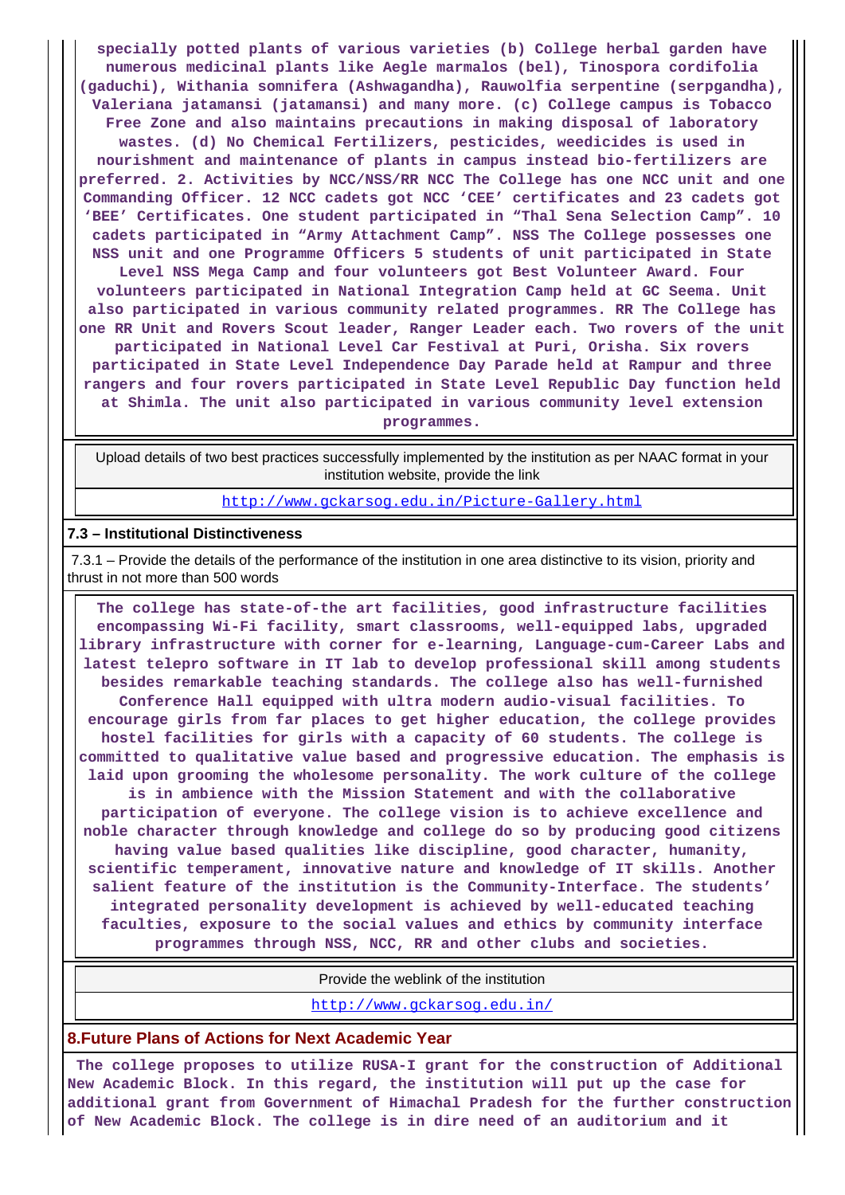specially potted plants of various varieties (b) College herbal garden have numerous medicinal plants like Aegle marmalos (bel), Tinospora cordifolia (gaduchi), Withania somnifera (Ashwagandha), Rauwolfia serpentine (serpgandha), Valeriana jatamansi (jatamansi) and many more. (c) College campus is Tobacco Free Zone and also maintains precautions in making disposal of laboratory wastes. (d) No Chemical Fertilizers, pesticides, weedicides is used in nourishment and maintenance of plants in campus instead bio-fertilizers are preferred. 2. Activities by NCC/NSS/RR NCC The College has one NCC unit and one Commanding Officer. 12 NCC cadets got NCC 'CEE' certificates and 23 cadets got 'BEE' Certificates. One student participated in "Thal Sena Selection Camp". 10 cadets participated in "Army Attachment Camp". NSS The College possesses one NSS unit and one Programme Officers 5 students of unit participated in State Level NSS Mega Camp and four volunteers got Best Volunteer Award. Four volunteers participated in National Integration Camp held at GC Seema. Unit also participated in various community related programmes. RR The College has one RR Unit and Rovers Scout leader, Ranger Leader each. Two rovers of the unit participated in National Level Car Festival at Puri, Orisha. Six rovers participated in State Level Independence Day Parade held at Rampur and three rangers and four rovers participated in State Level Republic Day function held at Shimla. The unit also participated in various community level extension programmes.

| Upload details of two best practices successfully implemented by the institution as per NAAC format in your institution website, provide the link |
|---|
| http://www.gckarsog.edu.in/Picture-Gallery.html |

**7.3 – Institutional Distinctiveness**

7.3.1 – Provide the details of the performance of the institution in one area distinctive to its vision, priority and thrust in not more than 500 words

The college has state-of-the art facilities, good infrastructure facilities encompassing Wi-Fi facility, smart classrooms, well-equipped labs, upgraded library infrastructure with corner for e-learning, Language-cum-Career Labs and latest telepro software in IT lab to develop professional skill among students besides remarkable teaching standards. The college also has well-furnished Conference Hall equipped with ultra modern audio-visual facilities. To encourage girls from far places to get higher education, the college provides hostel facilities for girls with a capacity of 60 students. The college is committed to qualitative value based and progressive education. The emphasis is laid upon grooming the wholesome personality. The work culture of the college is in ambience with the Mission Statement and with the collaborative participation of everyone. The college vision is to achieve excellence and noble character through knowledge and college do so by producing good citizens having value based qualities like discipline, good character, humanity, scientific temperament, innovative nature and knowledge of IT skills. Another salient feature of the institution is the Community-Interface. The students' integrated personality development is achieved by well-educated teaching faculties, exposure to the social values and ethics by community interface programmes through NSS, NCC, RR and other clubs and societies.

| Provide the weblink of the institution |
|---|
| http://www.gckarsog.edu.in/ |

**8.Future Plans of Actions for Next Academic Year**

The college proposes to utilize RUSA-I grant for the construction of Additional New Academic Block. In this regard, the institution will put up the case for additional grant from Government of Himachal Pradesh for the further construction of New Academic Block. The college is in dire need of an auditorium and it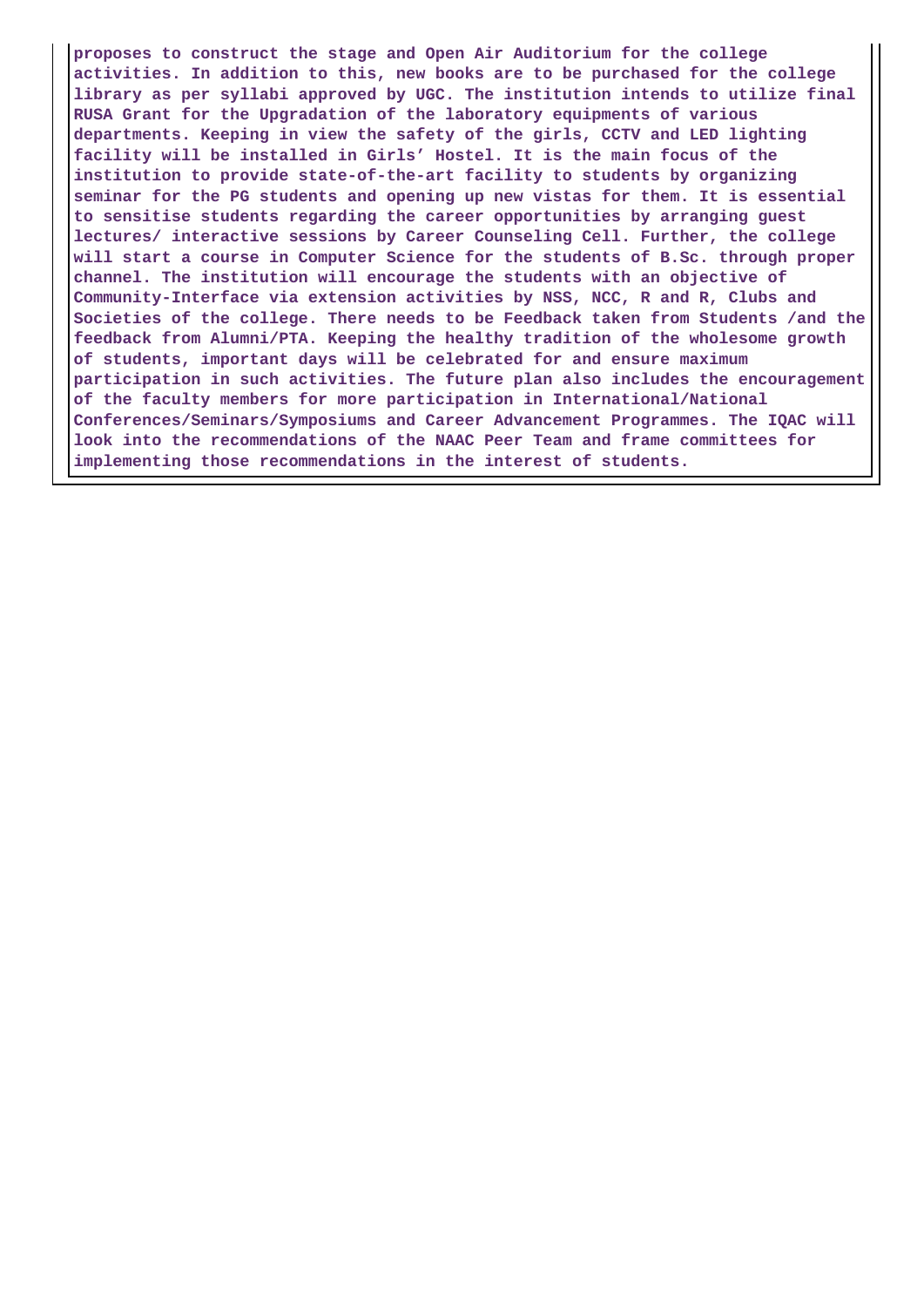**proposes to construct the stage and Open Air Auditorium for the college activities. In addition to this, new books are to be purchased for the college library as per syllabi approved by UGC. The institution intends to utilize final RUSA Grant for the Upgradation of the laboratory equipments of various departments. Keeping in view the safety of the girls, CCTV and LED lighting facility will be installed in Girls' Hostel. It is the main focus of the institution to provide state-of-the-art facility to students by organizing seminar for the PG students and opening up new vistas for them. It is essential to sensitise students regarding the career opportunities by arranging guest lectures/ interactive sessions by Career Counseling Cell. Further, the college will start a course in Computer Science for the students of B.Sc. through proper channel. The institution will encourage the students with an objective of Community-Interface via extension activities by NSS, NCC, R and R, Clubs and Societies of the college. There needs to be Feedback taken from Students /and the feedback from Alumni/PTA. Keeping the healthy tradition of the wholesome growth of students, important days will be celebrated for and ensure maximum participation in such activities. The future plan also includes the encouragement of the faculty members for more participation in International/National Conferences/Seminars/Symposiums and Career Advancement Programmes. The IQAC will look into the recommendations of the NAAC Peer Team and frame committees for implementing those recommendations in the interest of students.**